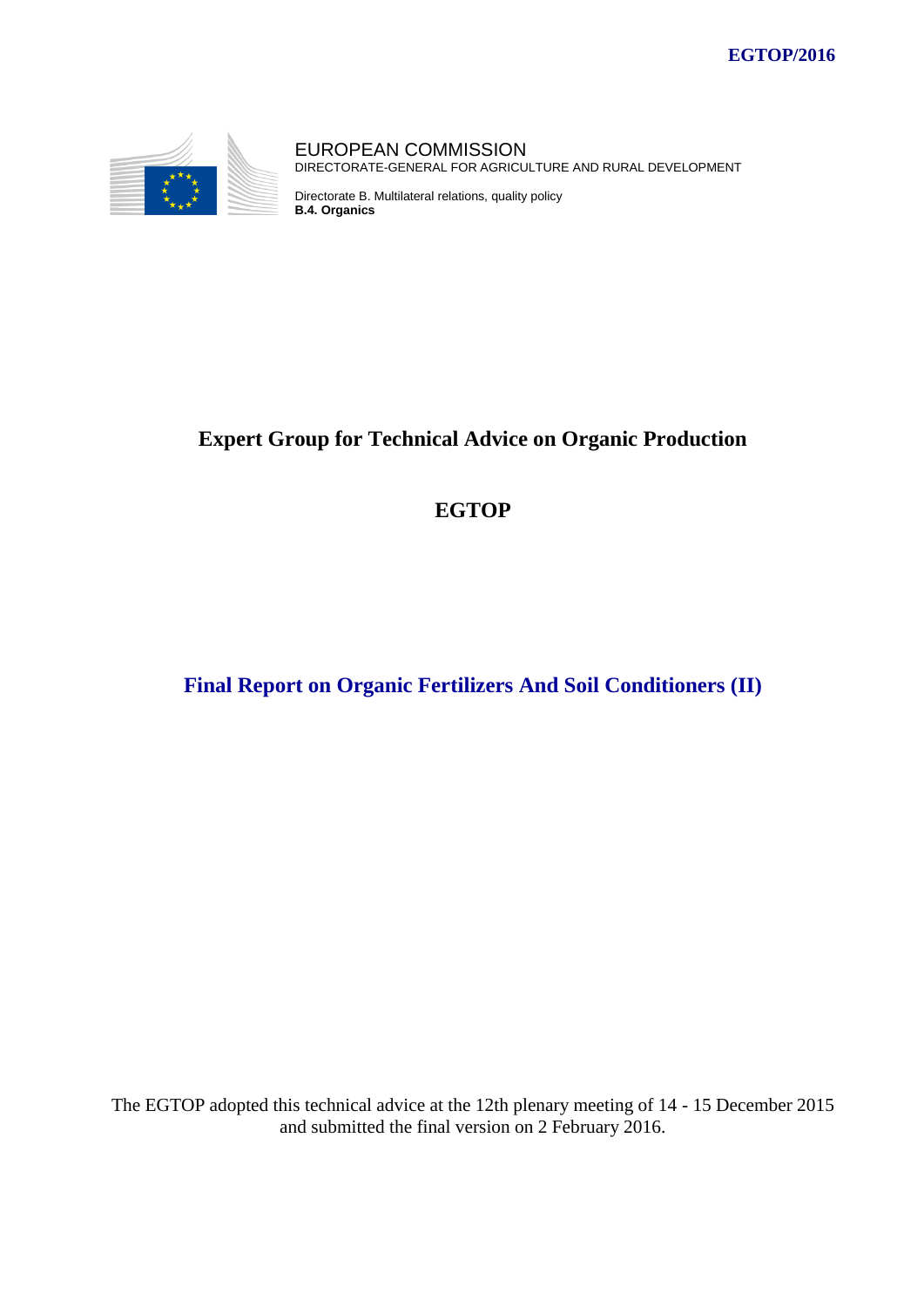EGTOP/2016

EUROPEAN COMMISSION
DIRECTORATE-GENERAL FOR AGRICULTURE AND RURAL DEVELOPMENT

Directorate B. Multilateral relations, quality policy
**B.4. Organics**

# Expert Group for Technical Advice on Organic Production

# EGTOP

## Final Report on Organic Fertilizers And Soil Conditioners (II)

The EGTOP adopted this technical advice at the 12th plenary meeting of 14 - 15 December 2015 and submitted the final version on 2 February 2016.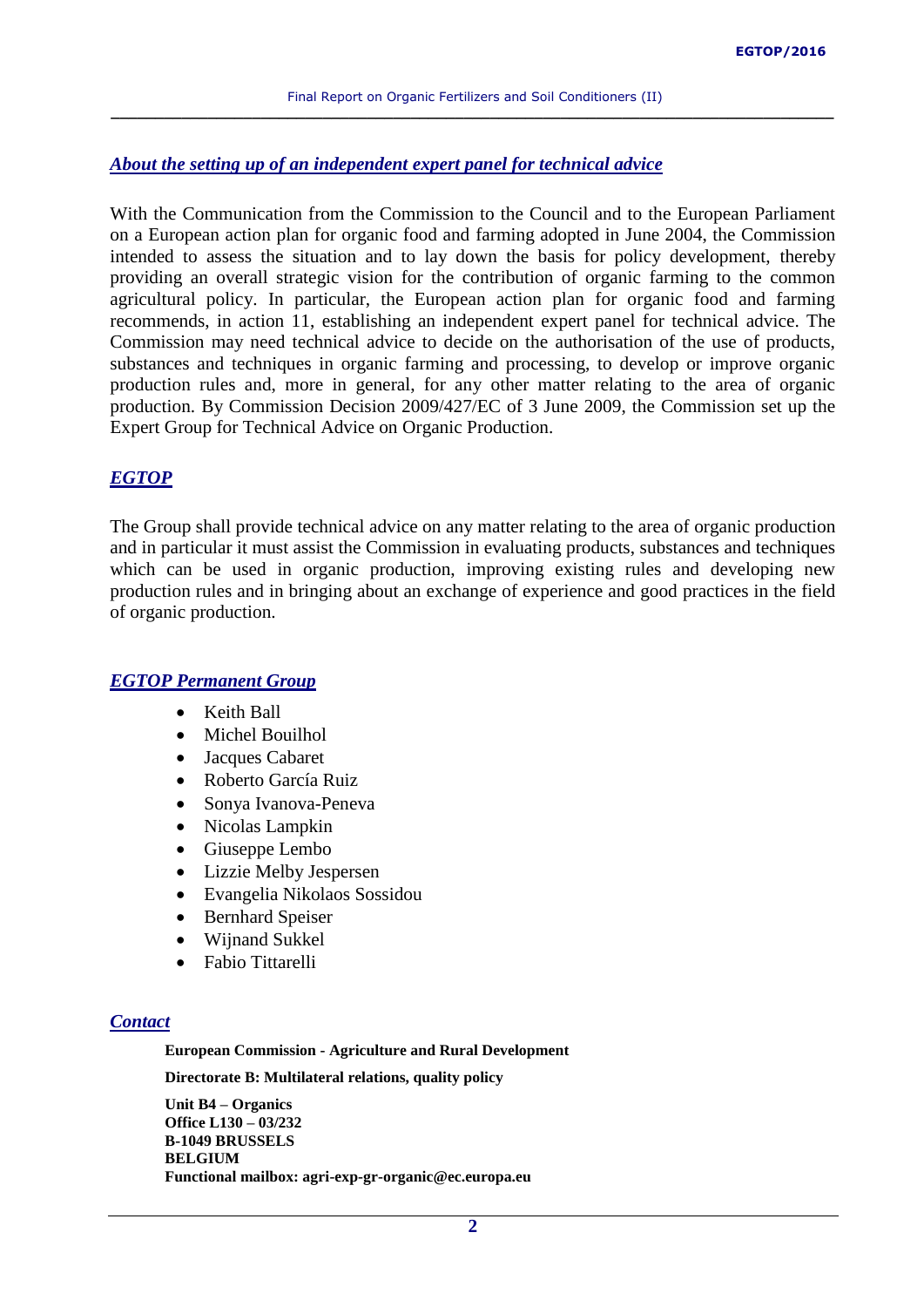## *About the setting up of an independent expert panel for technical advice*

With the Communication from the Commission to the Council and to the European Parliament on a European action plan for organic food and farming adopted in June 2004, the Commission intended to assess the situation and to lay down the basis for policy development, thereby providing an overall strategic vision for the contribution of organic farming to the common agricultural policy. In particular, the European action plan for organic food and farming recommends, in action 11, establishing an independent expert panel for technical advice. The Commission may need technical advice to decide on the authorisation of the use of products, substances and techniques in organic farming and processing, to develop or improve organic production rules and, more in general, for any other matter relating to the area of organic production. By Commission Decision 2009/427/EC of 3 June 2009, the Commission set up the Expert Group for Technical Advice on Organic Production.

## *EGTOP*

The Group shall provide technical advice on any matter relating to the area of organic production and in particular it must assist the Commission in evaluating products, substances and techniques which can be used in organic production, improving existing rules and developing new production rules and in bringing about an exchange of experience and good practices in the field of organic production.

## *EGTOP Permanent Group*

- Keith Ball
- Michel Bouilhol
- Jacques Cabaret
- Roberto García Ruiz
- Sonya Ivanova-Peneva
- Nicolas Lampkin
- Giuseppe Lembo
- Lizzie Melby Jespersen
- Evangelia Nikolaos Sossidou
- Bernhard Speiser
- Wijnand Sukkel
- Fabio Tittarelli

## *Contact*

**European Commission - Agriculture and Rural Development**

**Directorate B: Multilateral relations, quality policy**

**Unit B4 – Organics**
**Office L130 – 03/232**
**B-1049 BRUSSELS**
**BELGIUM**
**Functional mailbox: agri-exp-gr-organic@ec.europa.eu**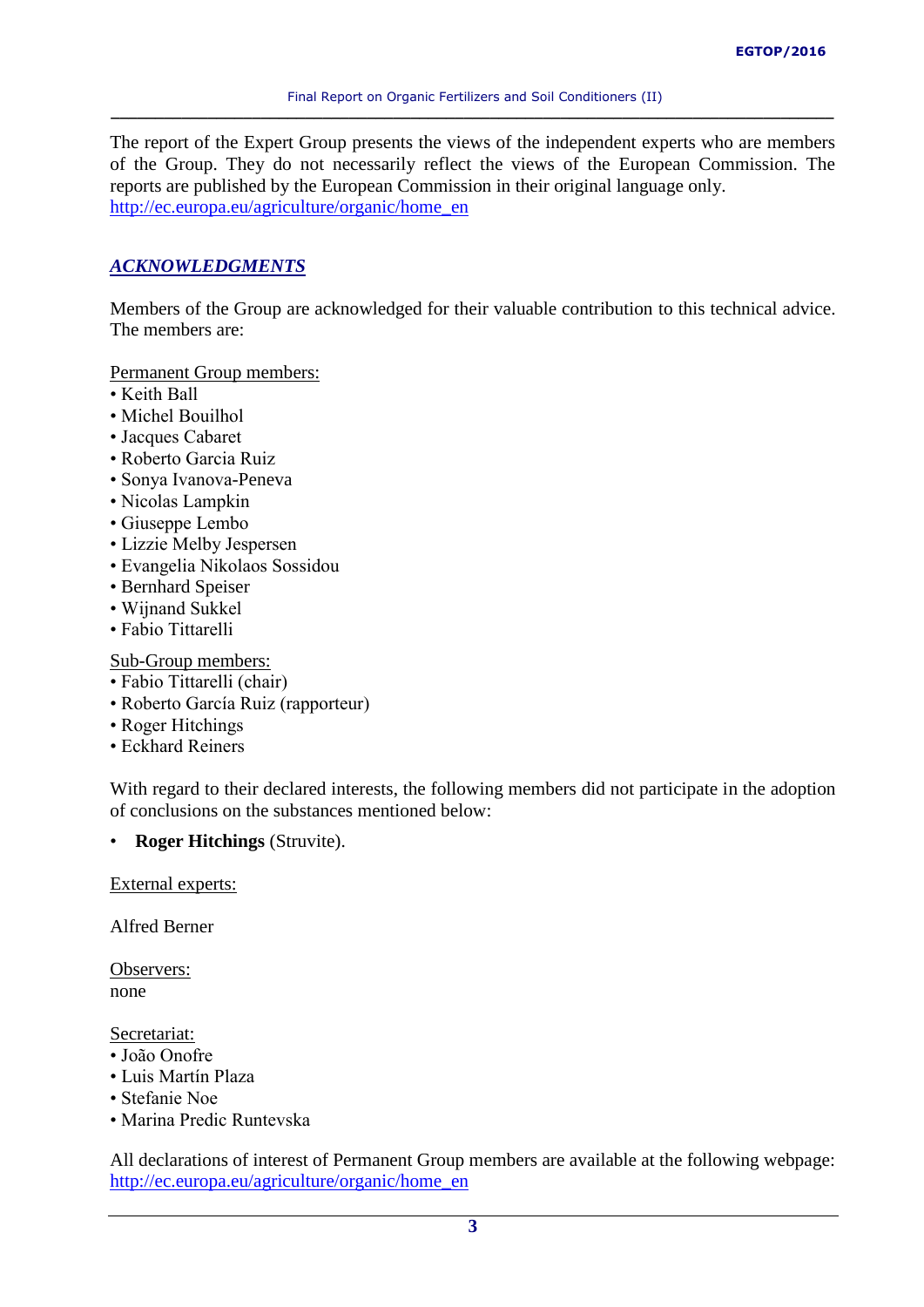The report of the Expert Group presents the views of the independent experts who are members of the Group. They do not necessarily reflect the views of the European Commission. The reports are published by the European Commission in their original language only.
http://ec.europa.eu/agriculture/organic/home_en

## *ACKNOWLEDGMENTS*

Members of the Group are acknowledged for their valuable contribution to this technical advice. The members are:

Permanent Group members:
- Keith Ball
- Michel Bouilhol
- Jacques Cabaret
- Roberto Garcia Ruiz
- Sonya Ivanova-Peneva
- Nicolas Lampkin
- Giuseppe Lembo
- Lizzie Melby Jespersen
- Evangelia Nikolaos Sossidou
- Bernhard Speiser
- Wijnand Sukkel
- Fabio Tittarelli

Sub-Group members:
- Fabio Tittarelli (chair)
- Roberto García Ruiz (rapporteur)
- Roger Hitchings
- Eckhard Reiners

With regard to their declared interests, the following members did not participate in the adoption of conclusions on the substances mentioned below:

- **Roger Hitchings** (Struvite).

External experts:

Alfred Berner

Observers:
none

Secretariat:
- João Onofre
- Luis Martín Plaza
- Stefanie Noe
- Marina Predic Runtevska

All declarations of interest of Permanent Group members are available at the following webpage:
http://ec.europa.eu/agriculture/organic/home_en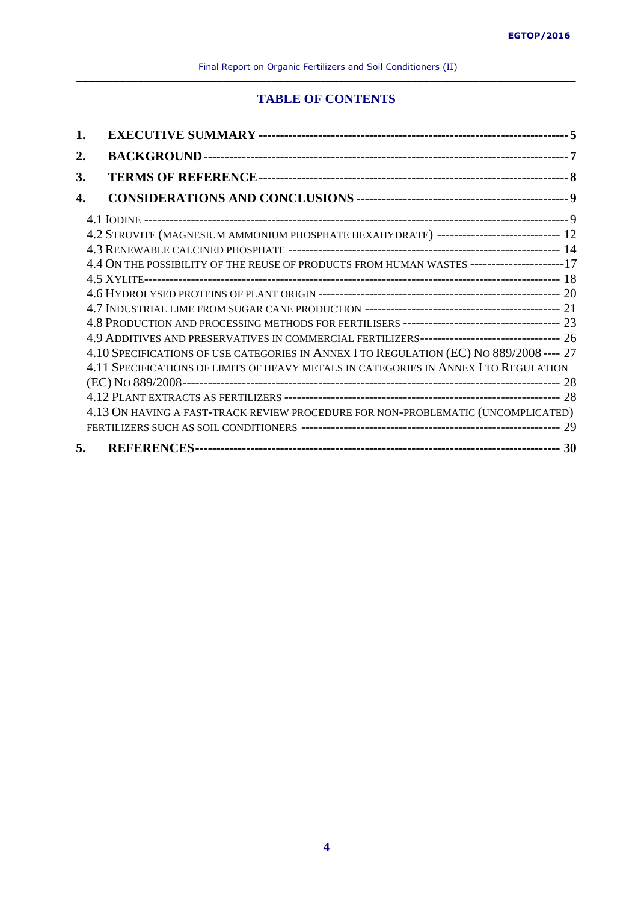## TABLE OF CONTENTS

1. **EXECUTIVE SUMMARY** ---------------------------------------------------------------------- **5**
2. **BACKGROUND** -------------------------------------------------------------------------------- **7**
3. **TERMS OF REFERENCE** ------------------------------------------------------------------------ **8**
4. **CONSIDERATIONS AND CONCLUSIONS** -------------------------------------------------------- **9**

   4.1 IODINE ------------------------------------------------------------------------------------------ 9
   4.2 STRUVITE (MAGNESIUM AMMONIUM PHOSPHATE HEXAHYDRATE) ---------------------------- 12
   4.3 RENEWABLE CALCINED PHOSPHATE ---------------------------------------------------------- 14
   4.4 ON THE POSSIBILITY OF THE REUSE OF PRODUCTS FROM HUMAN WASTES ---------------------17
   4.5 XYLITE---------------------------------------------------------------------------------------- 18
   4.6 HYDROLYSED PROTEINS OF PLANT ORIGIN ------------------------------------------------- 20
   4.7 INDUSTRIAL LIME FROM SUGAR CANE PRODUCTION ------------------------------------------ 21
   4.8 PRODUCTION AND PROCESSING METHODS FOR FERTILISERS ---------------------------------- 23
   4.9 ADDITIVES AND PRESERVATIVES IN COMMERCIAL FERTILIZERS-------------------------------- 26
   4.10 SPECIFICATIONS OF USE CATEGORIES IN ANNEX I TO REGULATION (EC) NO 889/2008 ---- 27
   4.11 SPECIFICATIONS OF LIMITS OF HEAVY METALS IN CATEGORIES IN ANNEX I TO REGULATION (EC) NO 889/2008--------------------------------------------------------------------------- 28
   4.12 PLANT EXTRACTS AS FERTILIZERS ---------------------------------------------------------- 28
   4.13 ON HAVING A FAST-TRACK REVIEW PROCEDURE FOR NON-PROBLEMATIC (UNCOMPLICATED) FERTILIZERS SUCH AS SOIL CONDITIONERS ------------------------------------------------------- 29

5. **REFERENCES**------------------------------------------------------------------------------- **30**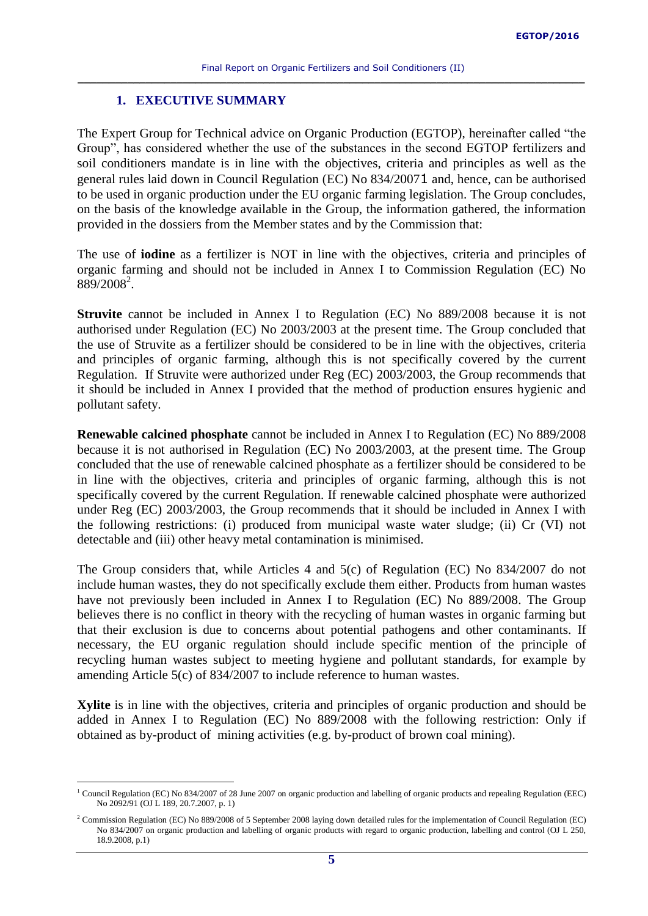## 1. EXECUTIVE SUMMARY

The Expert Group for Technical advice on Organic Production (EGTOP), hereinafter called "the Group", has considered whether the use of the substances in the second EGTOP fertilizers and soil conditioners mandate is in line with the objectives, criteria and principles as well as the general rules laid down in Council Regulation (EC) No 834/2007[1] and, hence, can be authorised to be used in organic production under the EU organic farming legislation. The Group concludes, on the basis of the knowledge available in the Group, the information gathered, the information provided in the dossiers from the Member states and by the Commission that:

The use of **iodine** as a fertilizer is NOT in line with the objectives, criteria and principles of organic farming and should not be included in Annex I to Commission Regulation (EC) No 889/2008[2].

**Struvite** cannot be included in Annex I to Regulation (EC) No 889/2008 because it is not authorised under Regulation (EC) No 2003/2003 at the present time. The Group concluded that the use of Struvite as a fertilizer should be considered to be in line with the objectives, criteria and principles of organic farming, although this is not specifically covered by the current Regulation. If Struvite were authorized under Reg (EC) 2003/2003, the Group recommends that it should be included in Annex I provided that the method of production ensures hygienic and pollutant safety.

**Renewable calcined phosphate** cannot be included in Annex I to Regulation (EC) No 889/2008 because it is not authorised in Regulation (EC) No 2003/2003, at the present time. The Group concluded that the use of renewable calcined phosphate as a fertilizer should be considered to be in line with the objectives, criteria and principles of organic farming, although this is not specifically covered by the current Regulation. If renewable calcined phosphate were authorized under Reg (EC) 2003/2003, the Group recommends that it should be included in Annex I with the following restrictions: (i) produced from municipal waste water sludge; (ii) Cr (VI) not detectable and (iii) other heavy metal contamination is minimised.

The Group considers that, while Articles 4 and 5(c) of Regulation (EC) No 834/2007 do not include human wastes, they do not specifically exclude them either. Products from human wastes have not previously been included in Annex I to Regulation (EC) No 889/2008. The Group believes there is no conflict in theory with the recycling of human wastes in organic farming but that their exclusion is due to concerns about potential pathogens and other contaminants. If necessary, the EU organic regulation should include specific mention of the principle of recycling human wastes subject to meeting hygiene and pollutant standards, for example by amending Article 5(c) of 834/2007 to include reference to human wastes.

**Xylite** is in line with the objectives, criteria and principles of organic production and should be added in Annex I to Regulation (EC) No 889/2008 with the following restriction: Only if obtained as by-product of mining activities (e.g. by-product of brown coal mining).

---

[1] Council Regulation (EC) No 834/2007 of 28 June 2007 on organic production and labelling of organic products and repealing Regulation (EEC) No 2092/91 (OJ L 189, 20.7.2007, p. 1)

[2] Commission Regulation (EC) No 889/2008 of 5 September 2008 laying down detailed rules for the implementation of Council Regulation (EC) No 834/2007 on organic production and labelling of organic products with regard to organic production, labelling and control (OJ L 250, 18.9.2008, p.1)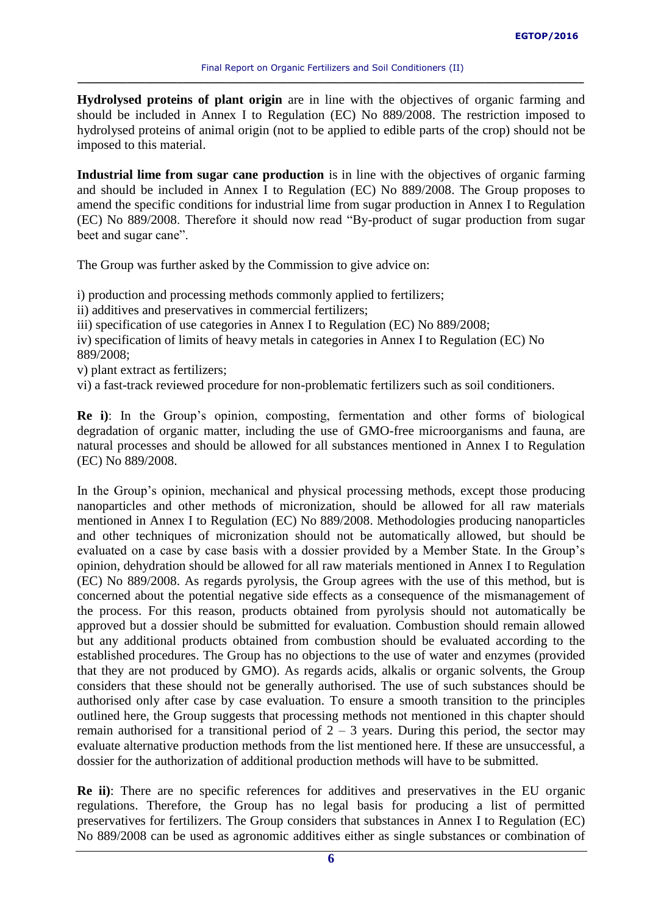**Hydrolysed proteins of plant origin** are in line with the objectives of organic farming and should be included in Annex I to Regulation (EC) No 889/2008. The restriction imposed to hydrolysed proteins of animal origin (not to be applied to edible parts of the crop) should not be imposed to this material.

**Industrial lime from sugar cane production** is in line with the objectives of organic farming and should be included in Annex I to Regulation (EC) No 889/2008. The Group proposes to amend the specific conditions for industrial lime from sugar production in Annex I to Regulation (EC) No 889/2008. Therefore it should now read "By-product of sugar production from sugar beet and sugar cane".

The Group was further asked by the Commission to give advice on:

i) production and processing methods commonly applied to fertilizers;
ii) additives and preservatives in commercial fertilizers;
iii) specification of use categories in Annex I to Regulation (EC) No 889/2008;
iv) specification of limits of heavy metals in categories in Annex I to Regulation (EC) No 889/2008;
v) plant extract as fertilizers;
vi) a fast-track reviewed procedure for non-problematic fertilizers such as soil conditioners.

**Re i)**: In the Group's opinion, composting, fermentation and other forms of biological degradation of organic matter, including the use of GMO-free microorganisms and fauna, are natural processes and should be allowed for all substances mentioned in Annex I to Regulation (EC) No 889/2008.

In the Group's opinion, mechanical and physical processing methods, except those producing nanoparticles and other methods of micronization, should be allowed for all raw materials mentioned in Annex I to Regulation (EC) No 889/2008. Methodologies producing nanoparticles and other techniques of micronization should not be automatically allowed, but should be evaluated on a case by case basis with a dossier provided by a Member State. In the Group's opinion, dehydration should be allowed for all raw materials mentioned in Annex I to Regulation (EC) No 889/2008. As regards pyrolysis, the Group agrees with the use of this method, but is concerned about the potential negative side effects as a consequence of the mismanagement of the process. For this reason, products obtained from pyrolysis should not automatically be approved but a dossier should be submitted for evaluation. Combustion should remain allowed but any additional products obtained from combustion should be evaluated according to the established procedures. The Group has no objections to the use of water and enzymes (provided that they are not produced by GMO). As regards acids, alkalis or organic solvents, the Group considers that these should not be generally authorised. The use of such substances should be authorised only after case by case evaluation. To ensure a smooth transition to the principles outlined here, the Group suggests that processing methods not mentioned in this chapter should remain authorised for a transitional period of 2 – 3 years. During this period, the sector may evaluate alternative production methods from the list mentioned here. If these are unsuccessful, a dossier for the authorization of additional production methods will have to be submitted.

**Re ii)**: There are no specific references for additives and preservatives in the EU organic regulations. Therefore, the Group has no legal basis for producing a list of permitted preservatives for fertilizers. The Group considers that substances in Annex I to Regulation (EC) No 889/2008 can be used as agronomic additives either as single substances or combination of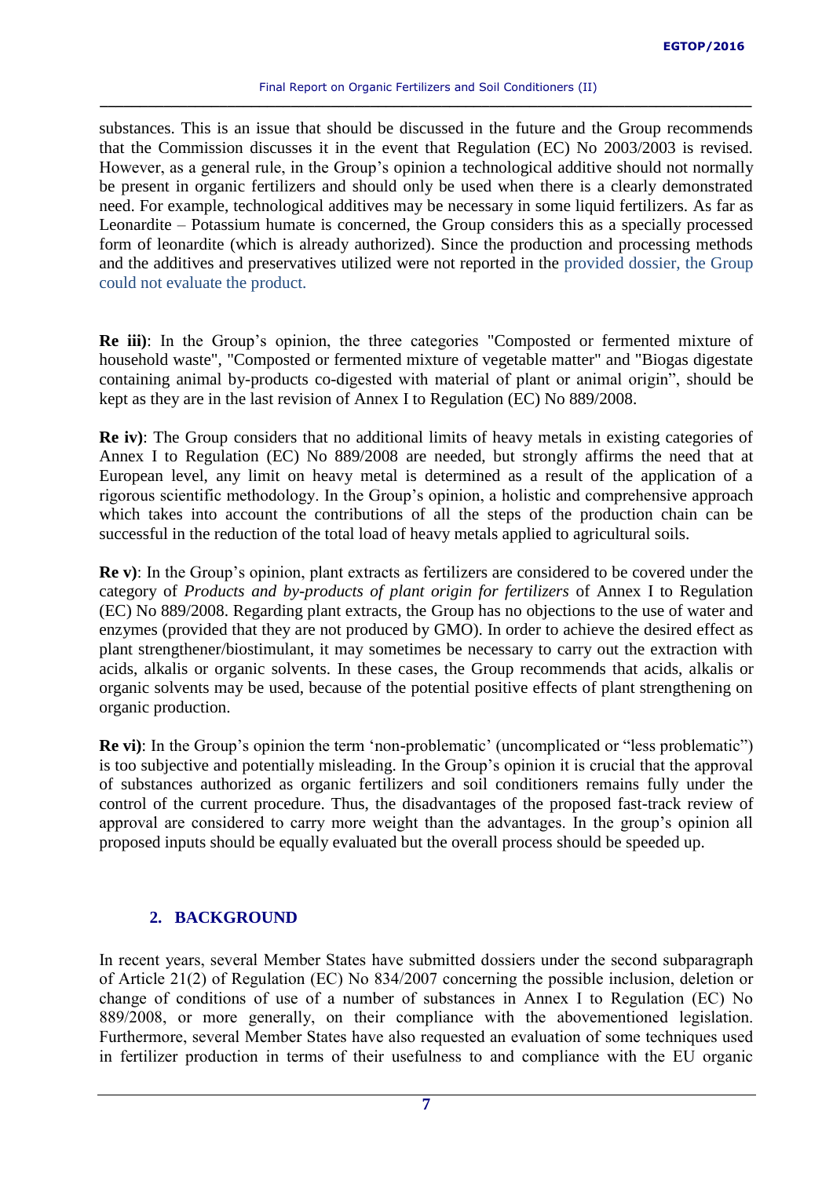substances. This is an issue that should be discussed in the future and the Group recommends that the Commission discusses it in the event that Regulation (EC) No 2003/2003 is revised. However, as a general rule, in the Group's opinion a technological additive should not normally be present in organic fertilizers and should only be used when there is a clearly demonstrated need. For example, technological additives may be necessary in some liquid fertilizers. As far as Leonardite – Potassium humate is concerned, the Group considers this as a specially processed form of leonardite (which is already authorized). Since the production and processing methods and the additives and preservatives utilized were not reported in the provided dossier, the Group could not evaluate the product.

**Re iii)**: In the Group's opinion, the three categories "Composted or fermented mixture of household waste", "Composted or fermented mixture of vegetable matter" and "Biogas digestate containing animal by-products co-digested with material of plant or animal origin", should be kept as they are in the last revision of Annex I to Regulation (EC) No 889/2008.

**Re iv)**: The Group considers that no additional limits of heavy metals in existing categories of Annex I to Regulation (EC) No 889/2008 are needed, but strongly affirms the need that at European level, any limit on heavy metal is determined as a result of the application of a rigorous scientific methodology. In the Group's opinion, a holistic and comprehensive approach which takes into account the contributions of all the steps of the production chain can be successful in the reduction of the total load of heavy metals applied to agricultural soils.

**Re v)**: In the Group's opinion, plant extracts as fertilizers are considered to be covered under the category of *Products and by-products of plant origin for fertilizers* of Annex I to Regulation (EC) No 889/2008. Regarding plant extracts, the Group has no objections to the use of water and enzymes (provided that they are not produced by GMO). In order to achieve the desired effect as plant strengthener/biostimulant, it may sometimes be necessary to carry out the extraction with acids, alkalis or organic solvents. In these cases, the Group recommends that acids, alkalis or organic solvents may be used, because of the potential positive effects of plant strengthening on organic production.

**Re vi)**: In the Group's opinion the term 'non-problematic' (uncomplicated or "less problematic") is too subjective and potentially misleading. In the Group's opinion it is crucial that the approval of substances authorized as organic fertilizers and soil conditioners remains fully under the control of the current procedure. Thus, the disadvantages of the proposed fast-track review of approval are considered to carry more weight than the advantages. In the group's opinion all proposed inputs should be equally evaluated but the overall process should be speeded up.

## 2. BACKGROUND

In recent years, several Member States have submitted dossiers under the second subparagraph of Article 21(2) of Regulation (EC) No 834/2007 concerning the possible inclusion, deletion or change of conditions of use of a number of substances in Annex I to Regulation (EC) No 889/2008, or more generally, on their compliance with the abovementioned legislation. Furthermore, several Member States have also requested an evaluation of some techniques used in fertilizer production in terms of their usefulness to and compliance with the EU organic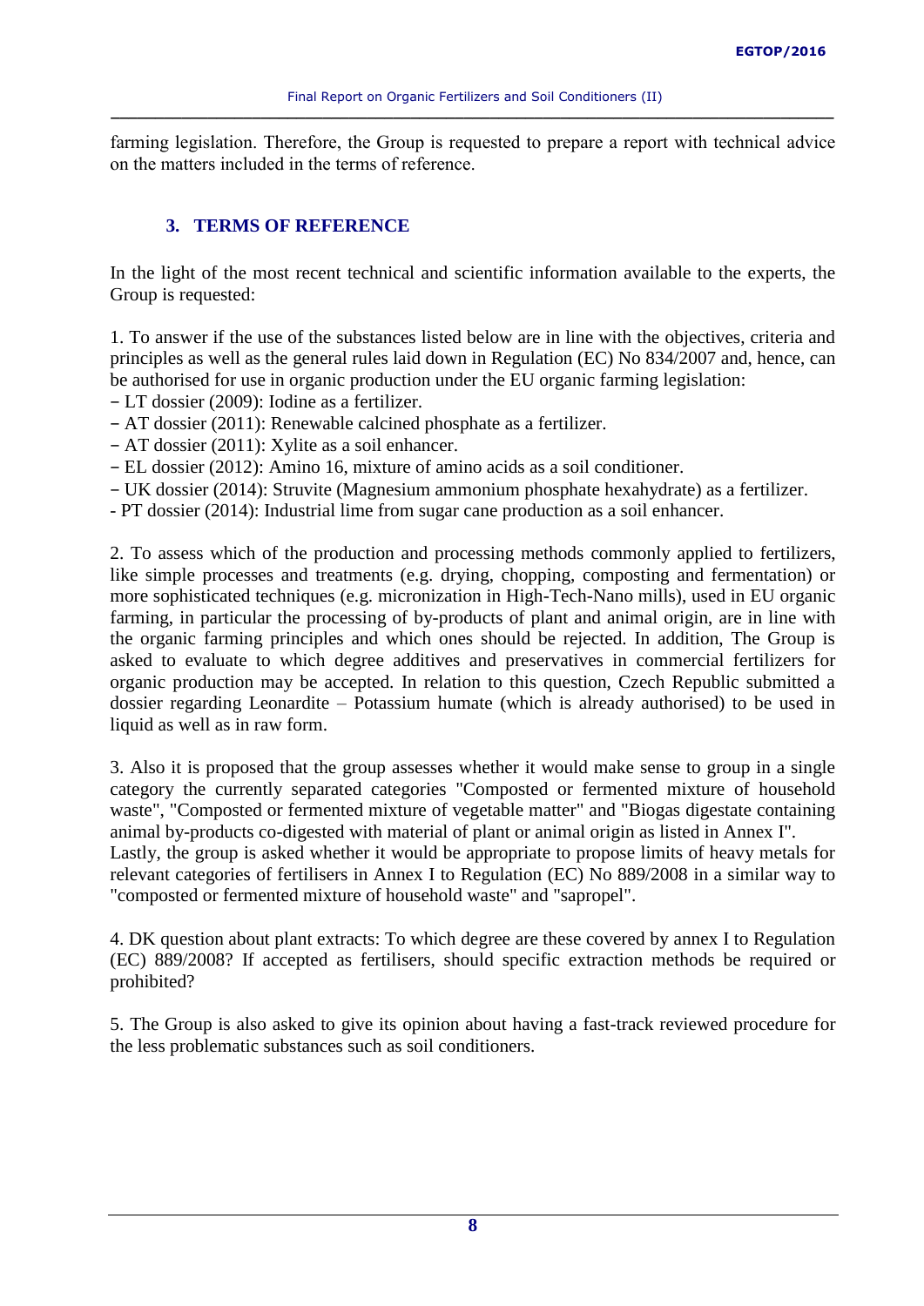farming legislation. Therefore, the Group is requested to prepare a report with technical advice on the matters included in the terms of reference.

## 3. TERMS OF REFERENCE

In the light of the most recent technical and scientific information available to the experts, the Group is requested:

1. To answer if the use of the substances listed below are in line with the objectives, criteria and principles as well as the general rules laid down in Regulation (EC) No 834/2007 and, hence, can be authorised for use in organic production under the EU organic farming legislation:

- LT dossier (2009): Iodine as a fertilizer.
- AT dossier (2011): Renewable calcined phosphate as a fertilizer.
- AT dossier (2011): Xylite as a soil enhancer.
- EL dossier (2012): Amino 16, mixture of amino acids as a soil conditioner.
- UK dossier (2014): Struvite (Magnesium ammonium phosphate hexahydrate) as a fertilizer.
- PT dossier (2014): Industrial lime from sugar cane production as a soil enhancer.

2. To assess which of the production and processing methods commonly applied to fertilizers, like simple processes and treatments (e.g. drying, chopping, composting and fermentation) or more sophisticated techniques (e.g. micronization in High-Tech-Nano mills), used in EU organic farming, in particular the processing of by-products of plant and animal origin, are in line with the organic farming principles and which ones should be rejected. In addition, The Group is asked to evaluate to which degree additives and preservatives in commercial fertilizers for organic production may be accepted. In relation to this question, Czech Republic submitted a dossier regarding Leonardite – Potassium humate (which is already authorised) to be used in liquid as well as in raw form.

3. Also it is proposed that the group assesses whether it would make sense to group in a single category the currently separated categories "Composted or fermented mixture of household waste", "Composted or fermented mixture of vegetable matter" and "Biogas digestate containing animal by-products co-digested with material of plant or animal origin as listed in Annex I".
Lastly, the group is asked whether it would be appropriate to propose limits of heavy metals for relevant categories of fertilisers in Annex I to Regulation (EC) No 889/2008 in a similar way to "composted or fermented mixture of household waste" and "sapropel".

4. DK question about plant extracts: To which degree are these covered by annex I to Regulation (EC) 889/2008? If accepted as fertilisers, should specific extraction methods be required or prohibited?

5. The Group is also asked to give its opinion about having a fast-track reviewed procedure for the less problematic substances such as soil conditioners.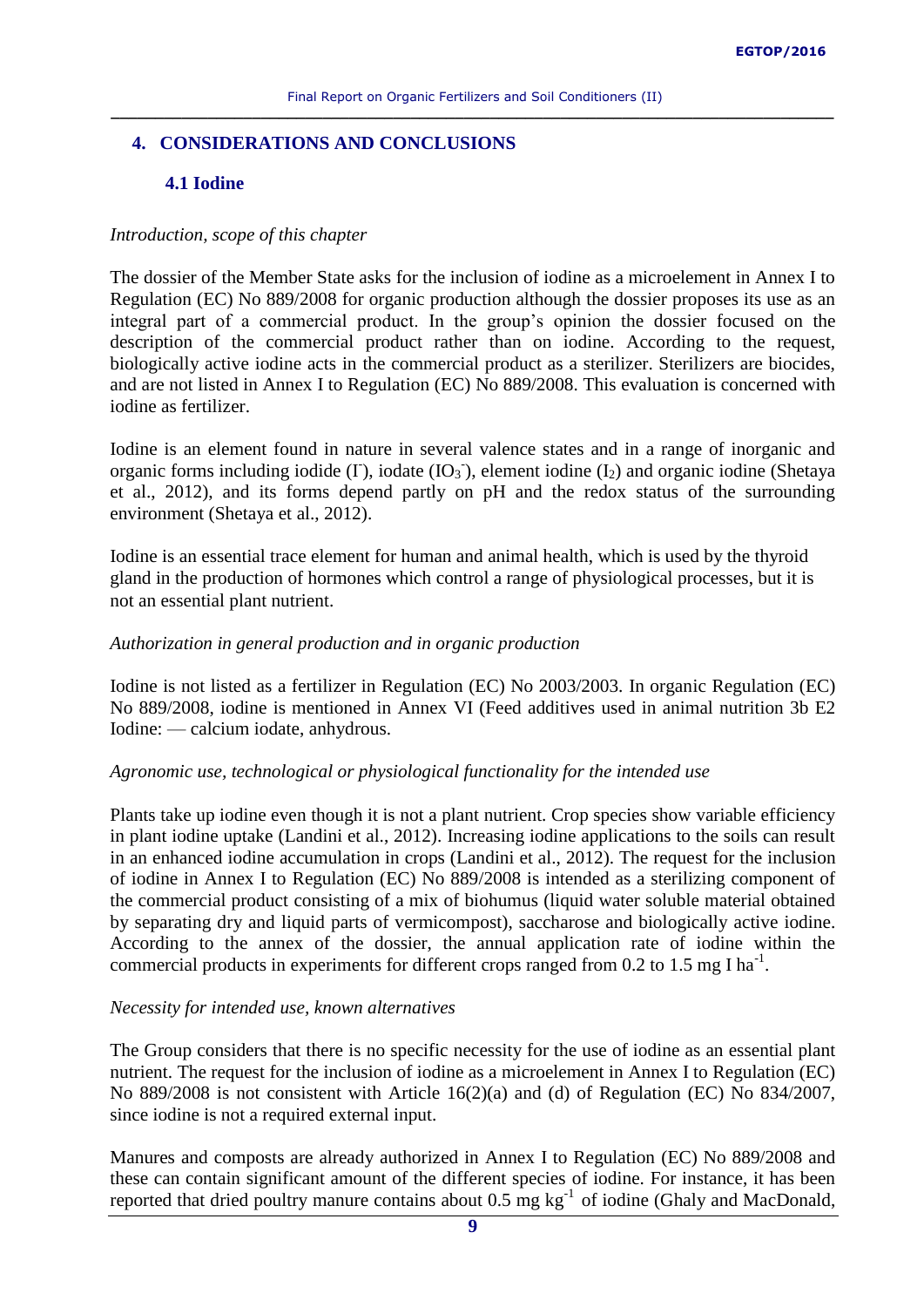## 4. CONSIDERATIONS AND CONCLUSIONS

### 4.1 Iodine

*Introduction, scope of this chapter*

The dossier of the Member State asks for the inclusion of iodine as a microelement in Annex I to Regulation (EC) No 889/2008 for organic production although the dossier proposes its use as an integral part of a commercial product. In the group's opinion the dossier focused on the description of the commercial product rather than on iodine. According to the request, biologically active iodine acts in the commercial product as a sterilizer. Sterilizers are biocides, and are not listed in Annex I to Regulation (EC) No 889/2008. This evaluation is concerned with iodine as fertilizer.

Iodine is an element found in nature in several valence states and in a range of inorganic and organic forms including iodide ($I^-$), iodate ($IO_3^-$), element iodine ($I_2$) and organic iodine (Shetaya et al., 2012), and its forms depend partly on pH and the redox status of the surrounding environment (Shetaya et al., 2012).

Iodine is an essential trace element for human and animal health, which is used by the thyroid gland in the production of hormones which control a range of physiological processes, but it is not an essential plant nutrient.

*Authorization in general production and in organic production*

Iodine is not listed as a fertilizer in Regulation (EC) No 2003/2003. In organic Regulation (EC) No 889/2008, iodine is mentioned in Annex VI (Feed additives used in animal nutrition 3b E2 Iodine: — calcium iodate, anhydrous.

*Agronomic use, technological or physiological functionality for the intended use*

Plants take up iodine even though it is not a plant nutrient. Crop species show variable efficiency in plant iodine uptake (Landini et al., 2012). Increasing iodine applications to the soils can result in an enhanced iodine accumulation in crops (Landini et al., 2012). The request for the inclusion of iodine in Annex I to Regulation (EC) No 889/2008 is intended as a sterilizing component of the commercial product consisting of a mix of biohumus (liquid water soluble material obtained by separating dry and liquid parts of vermicompost), saccharose and biologically active iodine. According to the annex of the dossier, the annual application rate of iodine within the commercial products in experiments for different crops ranged from 0.2 to 1.5 mg I $ha^{-1}$.

*Necessity for intended use, known alternatives*

The Group considers that there is no specific necessity for the use of iodine as an essential plant nutrient. The request for the inclusion of iodine as a microelement in Annex I to Regulation (EC) No 889/2008 is not consistent with Article 16(2)(a) and (d) of Regulation (EC) No 834/2007, since iodine is not a required external input.

Manures and composts are already authorized in Annex I to Regulation (EC) No 889/2008 and these can contain significant amount of the different species of iodine. For instance, it has been reported that dried poultry manure contains about 0.5 mg $kg^{-1}$ of iodine (Ghaly and MacDonald,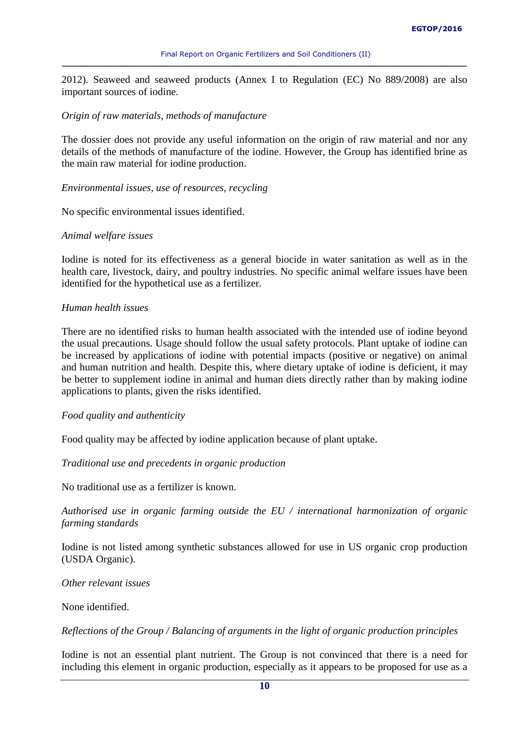2012). Seaweed and seaweed products (Annex I to Regulation (EC) No 889/2008) are also important sources of iodine.

*Origin of raw materials, methods of manufacture*

The dossier does not provide any useful information on the origin of raw material and nor any details of the methods of manufacture of the iodine. However, the Group has identified brine as the main raw material for iodine production.

*Environmental issues, use of resources, recycling*

No specific environmental issues identified.

*Animal welfare issues*

Iodine is noted for its effectiveness as a general biocide in water sanitation as well as in the health care, livestock, dairy, and poultry industries. No specific animal welfare issues have been identified for the hypothetical use as a fertilizer.

*Human health issues*

There are no identified risks to human health associated with the intended use of iodine beyond the usual precautions. Usage should follow the usual safety protocols. Plant uptake of iodine can be increased by applications of iodine with potential impacts (positive or negative) on animal and human nutrition and health. Despite this, where dietary uptake of iodine is deficient, it may be better to supplement iodine in animal and human diets directly rather than by making iodine applications to plants, given the risks identified.

*Food quality and authenticity*

Food quality may be affected by iodine application because of plant uptake.

*Traditional use and precedents in organic production*

No traditional use as a fertilizer is known.

*Authorised use in organic farming outside the EU / international harmonization of organic farming standards*

Iodine is not listed among synthetic substances allowed for use in US organic crop production (USDA Organic).

*Other relevant issues*

None identified.

*Reflections of the Group / Balancing of arguments in the light of organic production principles*

Iodine is not an essential plant nutrient. The Group is not convinced that there is a need for including this element in organic production, especially as it appears to be proposed for use as a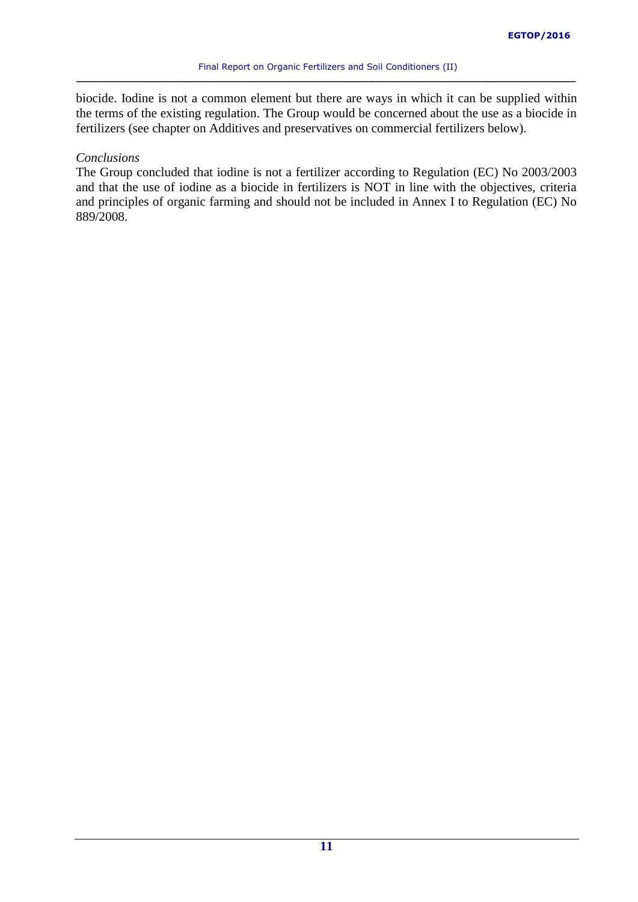biocide. Iodine is not a common element but there are ways in which it can be supplied within the terms of the existing regulation. The Group would be concerned about the use as a biocide in fertilizers (see chapter on Additives and preservatives on commercial fertilizers below).

*Conclusions*

The Group concluded that iodine is not a fertilizer according to Regulation (EC) No 2003/2003 and that the use of iodine as a biocide in fertilizers is NOT in line with the objectives, criteria and principles of organic farming and should not be included in Annex I to Regulation (EC) No 889/2008.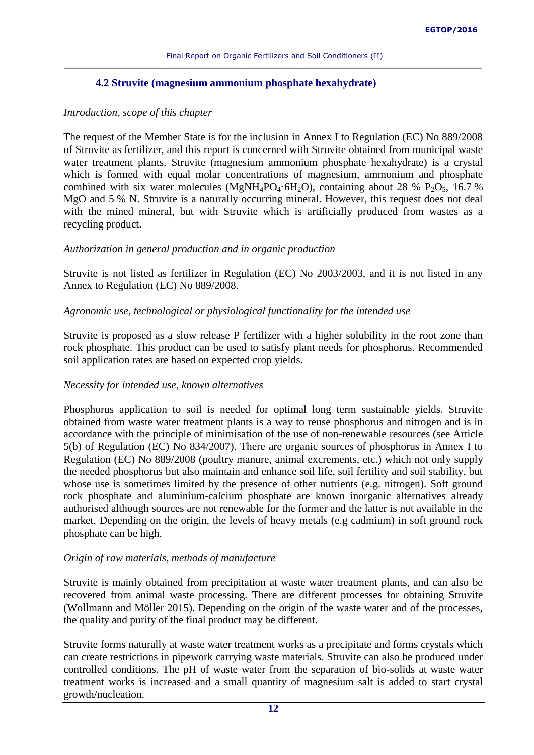### 4.2 Struvite (magnesium ammonium phosphate hexahydrate)

*Introduction, scope of this chapter*

The request of the Member State is for the inclusion in Annex I to Regulation (EC) No 889/2008 of Struvite as fertilizer, and this report is concerned with Struvite obtained from municipal waste water treatment plants. Struvite (magnesium ammonium phosphate hexahydrate) is a crystal which is formed with equal molar concentrations of magnesium, ammonium and phosphate combined with six water molecules ($MgNH_4PO_4 \cdot 6H_2O$), containing about 28 % $P_2O_5$, 16.7 % MgO and 5 % N. Struvite is a naturally occurring mineral. However, this request does not deal with the mined mineral, but with Struvite which is artificially produced from wastes as a recycling product.

*Authorization in general production and in organic production*

Struvite is not listed as fertilizer in Regulation (EC) No 2003/2003, and it is not listed in any Annex to Regulation (EC) No 889/2008.

*Agronomic use, technological or physiological functionality for the intended use*

Struvite is proposed as a slow release P fertilizer with a higher solubility in the root zone than rock phosphate. This product can be used to satisfy plant needs for phosphorus. Recommended soil application rates are based on expected crop yields.

*Necessity for intended use, known alternatives*

Phosphorus application to soil is needed for optimal long term sustainable yields. Struvite obtained from waste water treatment plants is a way to reuse phosphorus and nitrogen and is in accordance with the principle of minimisation of the use of non-renewable resources (see Article 5(b) of Regulation (EC) No 834/2007). There are organic sources of phosphorus in Annex I to Regulation (EC) No 889/2008 (poultry manure, animal excrements, etc.) which not only supply the needed phosphorus but also maintain and enhance soil life, soil fertility and soil stability, but whose use is sometimes limited by the presence of other nutrients (e.g. nitrogen). Soft ground rock phosphate and aluminium-calcium phosphate are known inorganic alternatives already authorised although sources are not renewable for the former and the latter is not available in the market. Depending on the origin, the levels of heavy metals (e.g cadmium) in soft ground rock phosphate can be high.

*Origin of raw materials, methods of manufacture*

Struvite is mainly obtained from precipitation at waste water treatment plants, and can also be recovered from animal waste processing. There are different processes for obtaining Struvite (Wollmann and Möller 2015). Depending on the origin of the waste water and of the processes, the quality and purity of the final product may be different.

Struvite forms naturally at waste water treatment works as a precipitate and forms crystals which can create restrictions in pipework carrying waste materials. Struvite can also be produced under controlled conditions. The pH of waste water from the separation of bio-solids at waste water treatment works is increased and a small quantity of magnesium salt is added to start crystal growth/nucleation.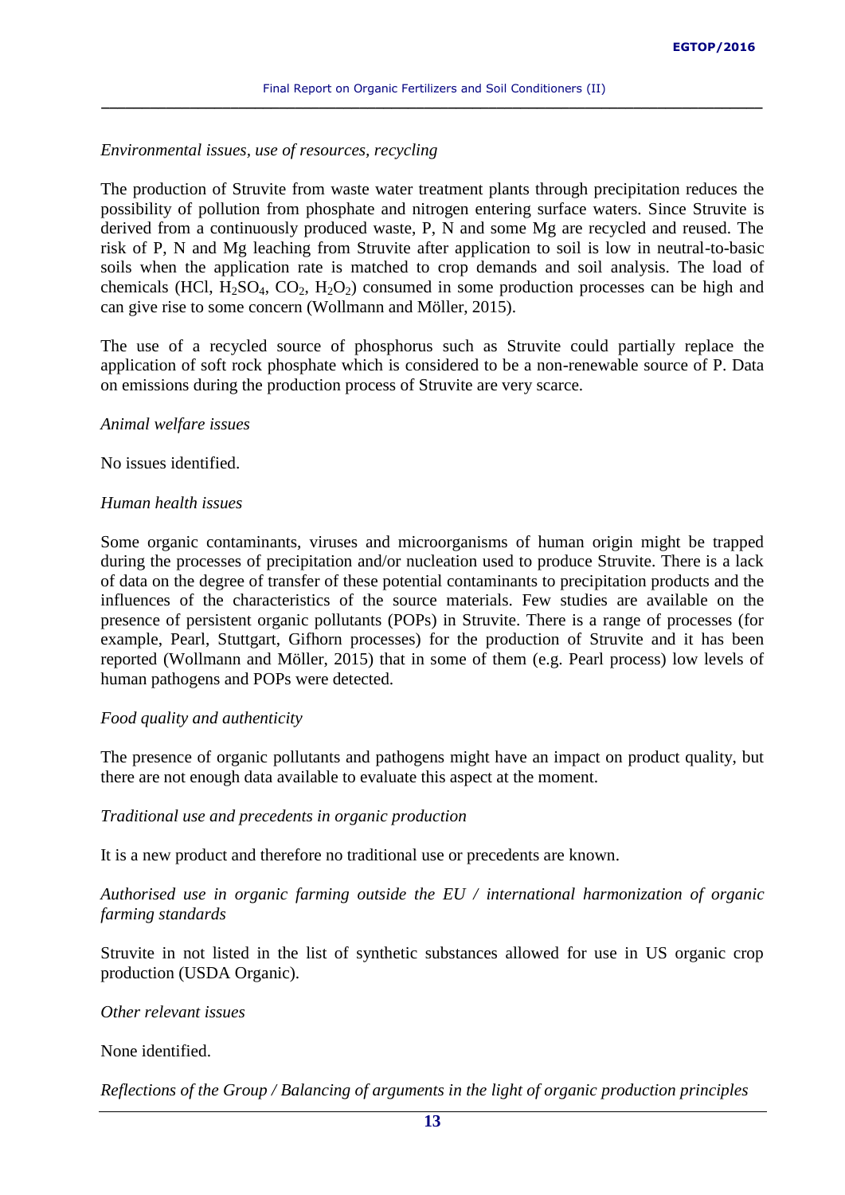*Environmental issues, use of resources, recycling*

The production of Struvite from waste water treatment plants through precipitation reduces the possibility of pollution from phosphate and nitrogen entering surface waters. Since Struvite is derived from a continuously produced waste, P, N and some Mg are recycled and reused. The risk of P, N and Mg leaching from Struvite after application to soil is low in neutral-to-basic soils when the application rate is matched to crop demands and soil analysis. The load of chemicals (HCl, $H_2SO_4$, $CO_2$, $H_2O_2$) consumed in some production processes can be high and can give rise to some concern (Wollmann and Möller, 2015).

The use of a recycled source of phosphorus such as Struvite could partially replace the application of soft rock phosphate which is considered to be a non-renewable source of P. Data on emissions during the production process of Struvite are very scarce.

*Animal welfare issues*

No issues identified.

*Human health issues*

Some organic contaminants, viruses and microorganisms of human origin might be trapped during the processes of precipitation and/or nucleation used to produce Struvite. There is a lack of data on the degree of transfer of these potential contaminants to precipitation products and the influences of the characteristics of the source materials. Few studies are available on the presence of persistent organic pollutants (POPs) in Struvite. There is a range of processes (for example, Pearl, Stuttgart, Gifhorn processes) for the production of Struvite and it has been reported (Wollmann and Möller, 2015) that in some of them (e.g. Pearl process) low levels of human pathogens and POPs were detected.

*Food quality and authenticity*

The presence of organic pollutants and pathogens might have an impact on product quality, but there are not enough data available to evaluate this aspect at the moment.

*Traditional use and precedents in organic production*

It is a new product and therefore no traditional use or precedents are known.

*Authorised use in organic farming outside the EU / international harmonization of organic farming standards*

Struvite in not listed in the list of synthetic substances allowed for use in US organic crop production (USDA Organic).

*Other relevant issues*

None identified.

*Reflections of the Group / Balancing of arguments in the light of organic production principles*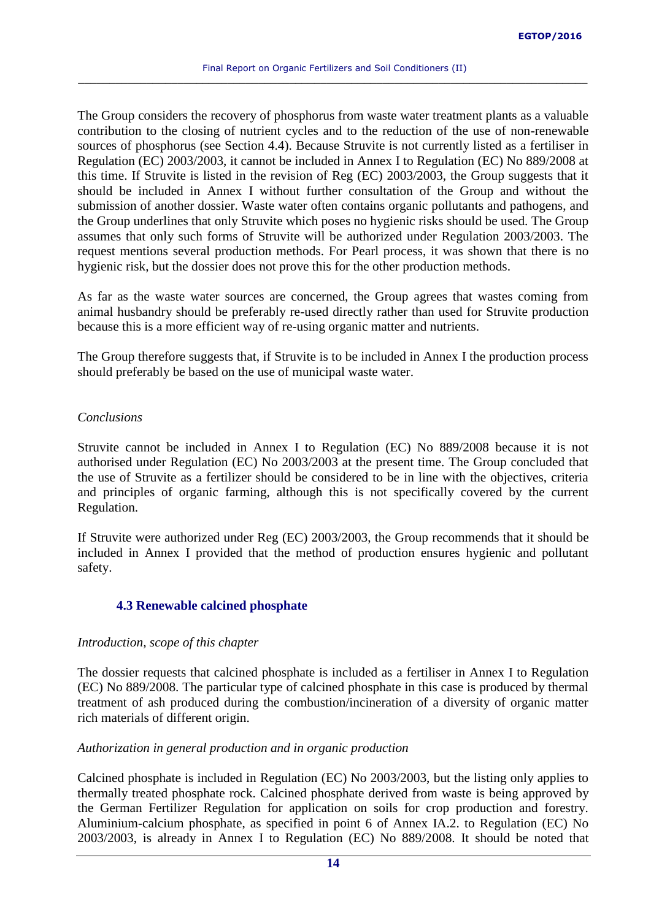The Group considers the recovery of phosphorus from waste water treatment plants as a valuable contribution to the closing of nutrient cycles and to the reduction of the use of non-renewable sources of phosphorus (see Section 4.4). Because Struvite is not currently listed as a fertiliser in Regulation (EC) 2003/2003, it cannot be included in Annex I to Regulation (EC) No 889/2008 at this time. If Struvite is listed in the revision of Reg (EC) 2003/2003, the Group suggests that it should be included in Annex I without further consultation of the Group and without the submission of another dossier. Waste water often contains organic pollutants and pathogens, and the Group underlines that only Struvite which poses no hygienic risks should be used. The Group assumes that only such forms of Struvite will be authorized under Regulation 2003/2003. The request mentions several production methods. For Pearl process, it was shown that there is no hygienic risk, but the dossier does not prove this for the other production methods.

As far as the waste water sources are concerned, the Group agrees that wastes coming from animal husbandry should be preferably re-used directly rather than used for Struvite production because this is a more efficient way of re-using organic matter and nutrients.

The Group therefore suggests that, if Struvite is to be included in Annex I the production process should preferably be based on the use of municipal waste water.

*Conclusions*

Struvite cannot be included in Annex I to Regulation (EC) No 889/2008 because it is not authorised under Regulation (EC) No 2003/2003 at the present time. The Group concluded that the use of Struvite as a fertilizer should be considered to be in line with the objectives, criteria and principles of organic farming, although this is not specifically covered by the current Regulation.

If Struvite were authorized under Reg (EC) 2003/2003, the Group recommends that it should be included in Annex I provided that the method of production ensures hygienic and pollutant safety.

### 4.3 Renewable calcined phosphate

*Introduction, scope of this chapter*

The dossier requests that calcined phosphate is included as a fertiliser in Annex I to Regulation (EC) No 889/2008. The particular type of calcined phosphate in this case is produced by thermal treatment of ash produced during the combustion/incineration of a diversity of organic matter rich materials of different origin.

*Authorization in general production and in organic production*

Calcined phosphate is included in Regulation (EC) No 2003/2003, but the listing only applies to thermally treated phosphate rock. Calcined phosphate derived from waste is being approved by the German Fertilizer Regulation for application on soils for crop production and forestry. Aluminium-calcium phosphate, as specified in point 6 of Annex IA.2. to Regulation (EC) No 2003/2003, is already in Annex I to Regulation (EC) No 889/2008. It should be noted that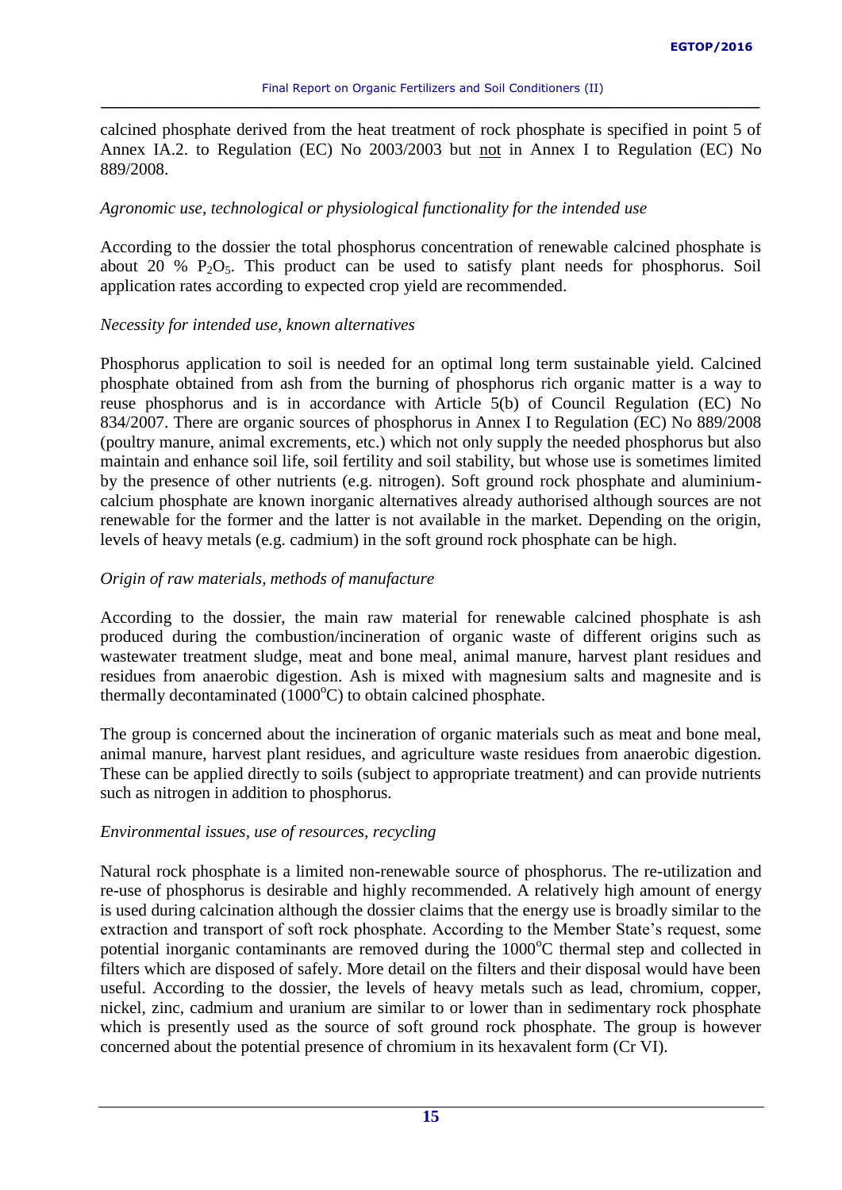calcined phosphate derived from the heat treatment of rock phosphate is specified in point 5 of Annex IA.2. to Regulation (EC) No 2003/2003 but not in Annex I to Regulation (EC) No 889/2008.

*Agronomic use, technological or physiological functionality for the intended use*

According to the dossier the total phosphorus concentration of renewable calcined phosphate is about 20 % $P_2O_5$. This product can be used to satisfy plant needs for phosphorus. Soil application rates according to expected crop yield are recommended.

*Necessity for intended use, known alternatives*

Phosphorus application to soil is needed for an optimal long term sustainable yield. Calcined phosphate obtained from ash from the burning of phosphorus rich organic matter is a way to reuse phosphorus and is in accordance with Article 5(b) of Council Regulation (EC) No 834/2007. There are organic sources of phosphorus in Annex I to Regulation (EC) No 889/2008 (poultry manure, animal excrements, etc.) which not only supply the needed phosphorus but also maintain and enhance soil life, soil fertility and soil stability, but whose use is sometimes limited by the presence of other nutrients (e.g. nitrogen). Soft ground rock phosphate and aluminium-calcium phosphate are known inorganic alternatives already authorised although sources are not renewable for the former and the latter is not available in the market. Depending on the origin, levels of heavy metals (e.g. cadmium) in the soft ground rock phosphate can be high.

*Origin of raw materials, methods of manufacture*

According to the dossier, the main raw material for renewable calcined phosphate is ash produced during the combustion/incineration of organic waste of different origins such as wastewater treatment sludge, meat and bone meal, animal manure, harvest plant residues and residues from anaerobic digestion. Ash is mixed with magnesium salts and magnesite and is thermally decontaminated (1000$^{o}$C) to obtain calcined phosphate.

The group is concerned about the incineration of organic materials such as meat and bone meal, animal manure, harvest plant residues, and agriculture waste residues from anaerobic digestion. These can be applied directly to soils (subject to appropriate treatment) and can provide nutrients such as nitrogen in addition to phosphorus.

*Environmental issues, use of resources, recycling*

Natural rock phosphate is a limited non-renewable source of phosphorus. The re-utilization and re-use of phosphorus is desirable and highly recommended. A relatively high amount of energy is used during calcination although the dossier claims that the energy use is broadly similar to the extraction and transport of soft rock phosphate. According to the Member State's request, some potential inorganic contaminants are removed during the 1000$^{o}$C thermal step and collected in filters which are disposed of safely. More detail on the filters and their disposal would have been useful. According to the dossier, the levels of heavy metals such as lead, chromium, copper, nickel, zinc, cadmium and uranium are similar to or lower than in sedimentary rock phosphate which is presently used as the source of soft ground rock phosphate. The group is however concerned about the potential presence of chromium in its hexavalent form (Cr VI).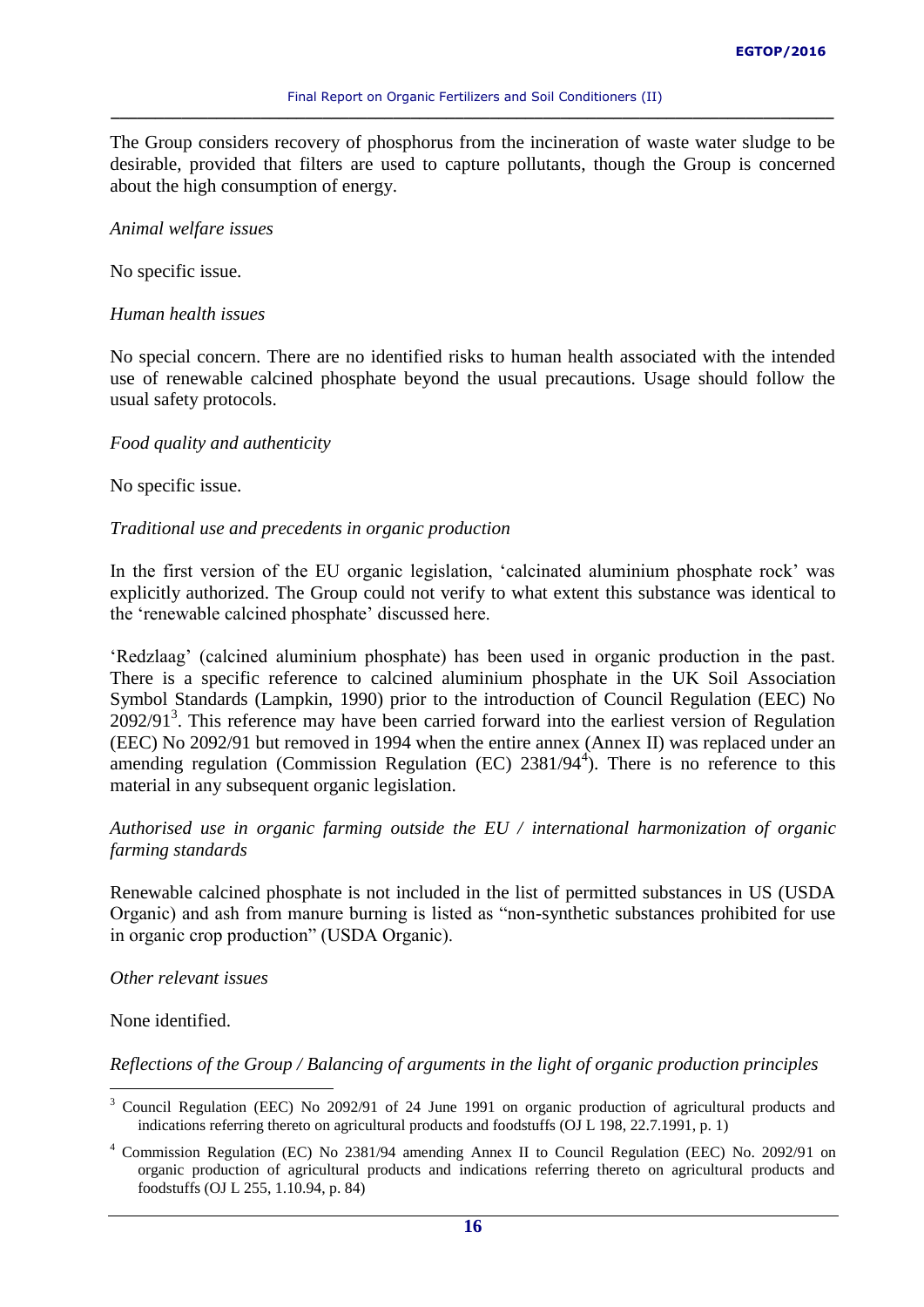The Group considers recovery of phosphorus from the incineration of waste water sludge to be desirable, provided that filters are used to capture pollutants, though the Group is concerned about the high consumption of energy.

*Animal welfare issues*

No specific issue.

*Human health issues*

No special concern. There are no identified risks to human health associated with the intended use of renewable calcined phosphate beyond the usual precautions. Usage should follow the usual safety protocols.

*Food quality and authenticity*

No specific issue.

*Traditional use and precedents in organic production*

In the first version of the EU organic legislation, 'calcinated aluminium phosphate rock' was explicitly authorized. The Group could not verify to what extent this substance was identical to the 'renewable calcined phosphate' discussed here.

'Redzlaag' (calcined aluminium phosphate) has been used in organic production in the past. There is a specific reference to calcined aluminium phosphate in the UK Soil Association Symbol Standards (Lampkin, 1990) prior to the introduction of Council Regulation (EEC) No 2092/91[3]. This reference may have been carried forward into the earliest version of Regulation (EEC) No 2092/91 but removed in 1994 when the entire annex (Annex II) was replaced under an amending regulation (Commission Regulation (EC) 2381/94[4]). There is no reference to this material in any subsequent organic legislation.

*Authorised use in organic farming outside the EU / international harmonization of organic farming standards*

Renewable calcined phosphate is not included in the list of permitted substances in US (USDA Organic) and ash from manure burning is listed as "non-synthetic substances prohibited for use in organic crop production" (USDA Organic).

*Other relevant issues*

None identified.

*Reflections of the Group / Balancing of arguments in the light of organic production principles*

---

[3] Council Regulation (EEC) No 2092/91 of 24 June 1991 on organic production of agricultural products and indications referring thereto on agricultural products and foodstuffs (OJ L 198, 22.7.1991, p. 1)

[4] Commission Regulation (EC) No 2381/94 amending Annex II to Council Regulation (EEC) No. 2092/91 on organic production of agricultural products and indications referring thereto on agricultural products and foodstuffs (OJ L 255, 1.10.94, p. 84)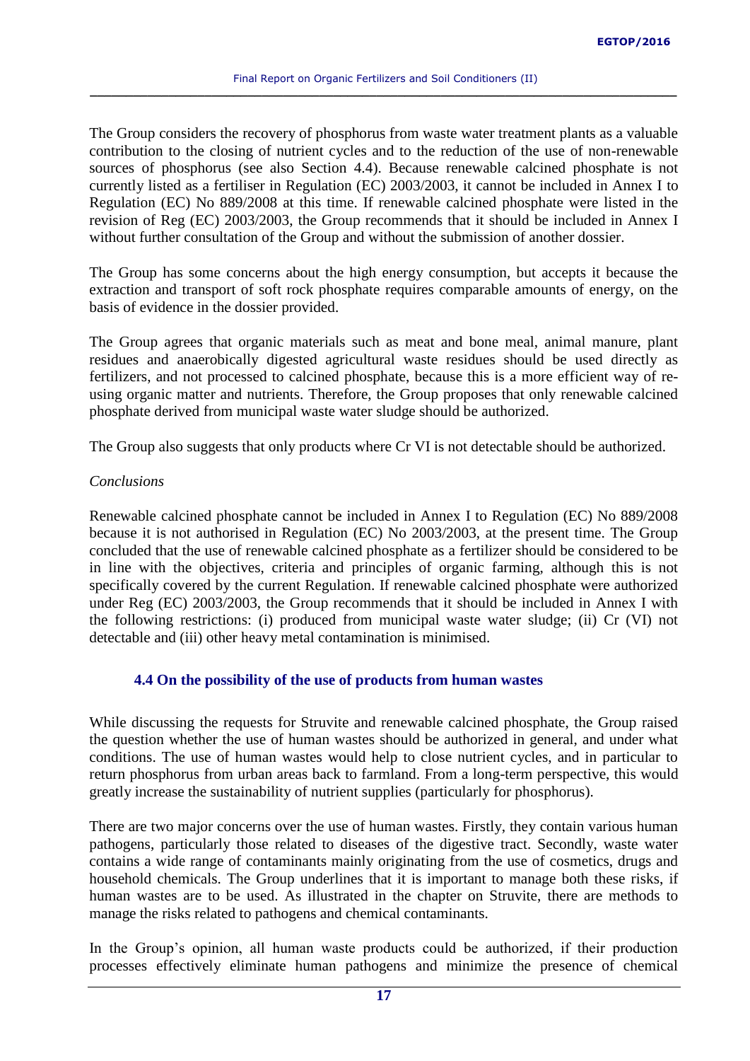The Group considers the recovery of phosphorus from waste water treatment plants as a valuable contribution to the closing of nutrient cycles and to the reduction of the use of non-renewable sources of phosphorus (see also Section 4.4). Because renewable calcined phosphate is not currently listed as a fertiliser in Regulation (EC) 2003/2003, it cannot be included in Annex I to Regulation (EC) No 889/2008 at this time. If renewable calcined phosphate were listed in the revision of Reg (EC) 2003/2003, the Group recommends that it should be included in Annex I without further consultation of the Group and without the submission of another dossier.

The Group has some concerns about the high energy consumption, but accepts it because the extraction and transport of soft rock phosphate requires comparable amounts of energy, on the basis of evidence in the dossier provided.

The Group agrees that organic materials such as meat and bone meal, animal manure, plant residues and anaerobically digested agricultural waste residues should be used directly as fertilizers, and not processed to calcined phosphate, because this is a more efficient way of re-using organic matter and nutrients. Therefore, the Group proposes that only renewable calcined phosphate derived from municipal waste water sludge should be authorized.

The Group also suggests that only products where Cr VI is not detectable should be authorized.

*Conclusions*

Renewable calcined phosphate cannot be included in Annex I to Regulation (EC) No 889/2008 because it is not authorised in Regulation (EC) No 2003/2003, at the present time. The Group concluded that the use of renewable calcined phosphate as a fertilizer should be considered to be in line with the objectives, criteria and principles of organic farming, although this is not specifically covered by the current Regulation. If renewable calcined phosphate were authorized under Reg (EC) 2003/2003, the Group recommends that it should be included in Annex I with the following restrictions: (i) produced from municipal waste water sludge; (ii) Cr (VI) not detectable and (iii) other heavy metal contamination is minimised.

### 4.4 On the possibility of the use of products from human wastes

While discussing the requests for Struvite and renewable calcined phosphate, the Group raised the question whether the use of human wastes should be authorized in general, and under what conditions. The use of human wastes would help to close nutrient cycles, and in particular to return phosphorus from urban areas back to farmland. From a long-term perspective, this would greatly increase the sustainability of nutrient supplies (particularly for phosphorus).

There are two major concerns over the use of human wastes. Firstly, they contain various human pathogens, particularly those related to diseases of the digestive tract. Secondly, waste water contains a wide range of contaminants mainly originating from the use of cosmetics, drugs and household chemicals. The Group underlines that it is important to manage both these risks, if human wastes are to be used. As illustrated in the chapter on Struvite, there are methods to manage the risks related to pathogens and chemical contaminants.

In the Group's opinion, all human waste products could be authorized, if their production processes effectively eliminate human pathogens and minimize the presence of chemical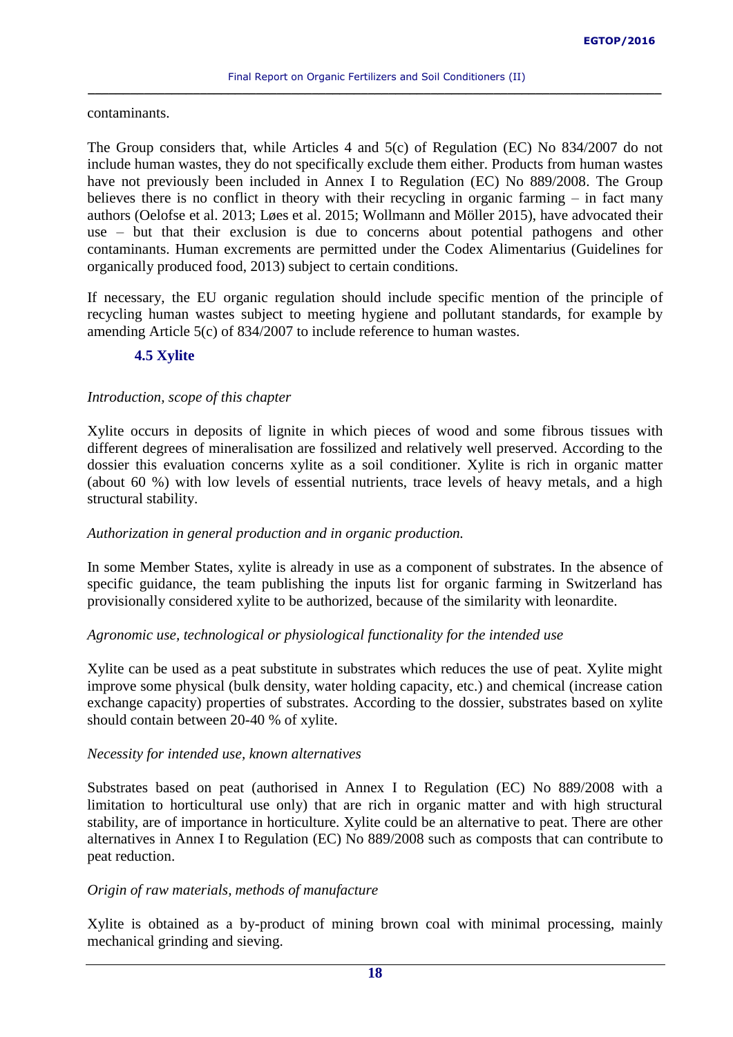contaminants.

The Group considers that, while Articles 4 and 5(c) of Regulation (EC) No 834/2007 do not include human wastes, they do not specifically exclude them either. Products from human wastes have not previously been included in Annex I to Regulation (EC) No 889/2008. The Group believes there is no conflict in theory with their recycling in organic farming – in fact many authors (Oelofse et al. 2013; Løes et al. 2015; Wollmann and Möller 2015), have advocated their use – but that their exclusion is due to concerns about potential pathogens and other contaminants. Human excrements are permitted under the Codex Alimentarius (Guidelines for organically produced food, 2013) subject to certain conditions.

If necessary, the EU organic regulation should include specific mention of the principle of recycling human wastes subject to meeting hygiene and pollutant standards, for example by amending Article 5(c) of 834/2007 to include reference to human wastes.

## 4.5 Xylite

*Introduction, scope of this chapter*

Xylite occurs in deposits of lignite in which pieces of wood and some fibrous tissues with different degrees of mineralisation are fossilized and relatively well preserved. According to the dossier this evaluation concerns xylite as a soil conditioner. Xylite is rich in organic matter (about 60 %) with low levels of essential nutrients, trace levels of heavy metals, and a high structural stability.

*Authorization in general production and in organic production.*

In some Member States, xylite is already in use as a component of substrates. In the absence of specific guidance, the team publishing the inputs list for organic farming in Switzerland has provisionally considered xylite to be authorized, because of the similarity with leonardite.

*Agronomic use, technological or physiological functionality for the intended use*

Xylite can be used as a peat substitute in substrates which reduces the use of peat. Xylite might improve some physical (bulk density, water holding capacity, etc.) and chemical (increase cation exchange capacity) properties of substrates. According to the dossier, substrates based on xylite should contain between 20-40 % of xylite.

*Necessity for intended use, known alternatives*

Substrates based on peat (authorised in Annex I to Regulation (EC) No 889/2008 with a limitation to horticultural use only) that are rich in organic matter and with high structural stability, are of importance in horticulture. Xylite could be an alternative to peat. There are other alternatives in Annex I to Regulation (EC) No 889/2008 such as composts that can contribute to peat reduction.

*Origin of raw materials, methods of manufacture*

Xylite is obtained as a by-product of mining brown coal with minimal processing, mainly mechanical grinding and sieving.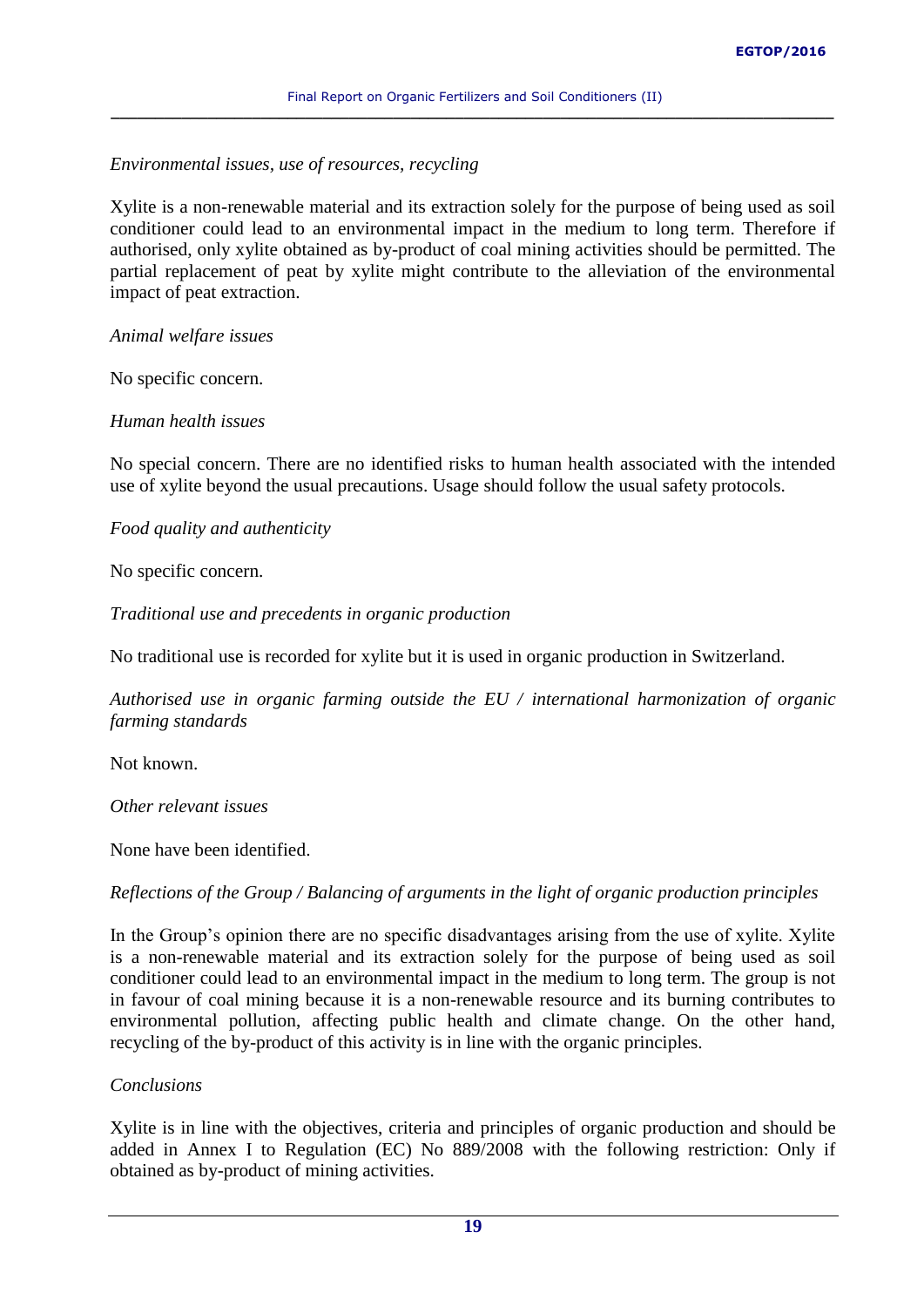*Environmental issues, use of resources, recycling*

Xylite is a non-renewable material and its extraction solely for the purpose of being used as soil conditioner could lead to an environmental impact in the medium to long term. Therefore if authorised, only xylite obtained as by-product of coal mining activities should be permitted. The partial replacement of peat by xylite might contribute to the alleviation of the environmental impact of peat extraction.

*Animal welfare issues*

No specific concern.

*Human health issues*

No special concern. There are no identified risks to human health associated with the intended use of xylite beyond the usual precautions. Usage should follow the usual safety protocols.

*Food quality and authenticity*

No specific concern.

*Traditional use and precedents in organic production*

No traditional use is recorded for xylite but it is used in organic production in Switzerland.

*Authorised use in organic farming outside the EU / international harmonization of organic farming standards*

Not known.

*Other relevant issues*

None have been identified.

*Reflections of the Group / Balancing of arguments in the light of organic production principles*

In the Group's opinion there are no specific disadvantages arising from the use of xylite. Xylite is a non-renewable material and its extraction solely for the purpose of being used as soil conditioner could lead to an environmental impact in the medium to long term. The group is not in favour of coal mining because it is a non-renewable resource and its burning contributes to environmental pollution, affecting public health and climate change. On the other hand, recycling of the by-product of this activity is in line with the organic principles.

*Conclusions*

Xylite is in line with the objectives, criteria and principles of organic production and should be added in Annex I to Regulation (EC) No 889/2008 with the following restriction: Only if obtained as by-product of mining activities.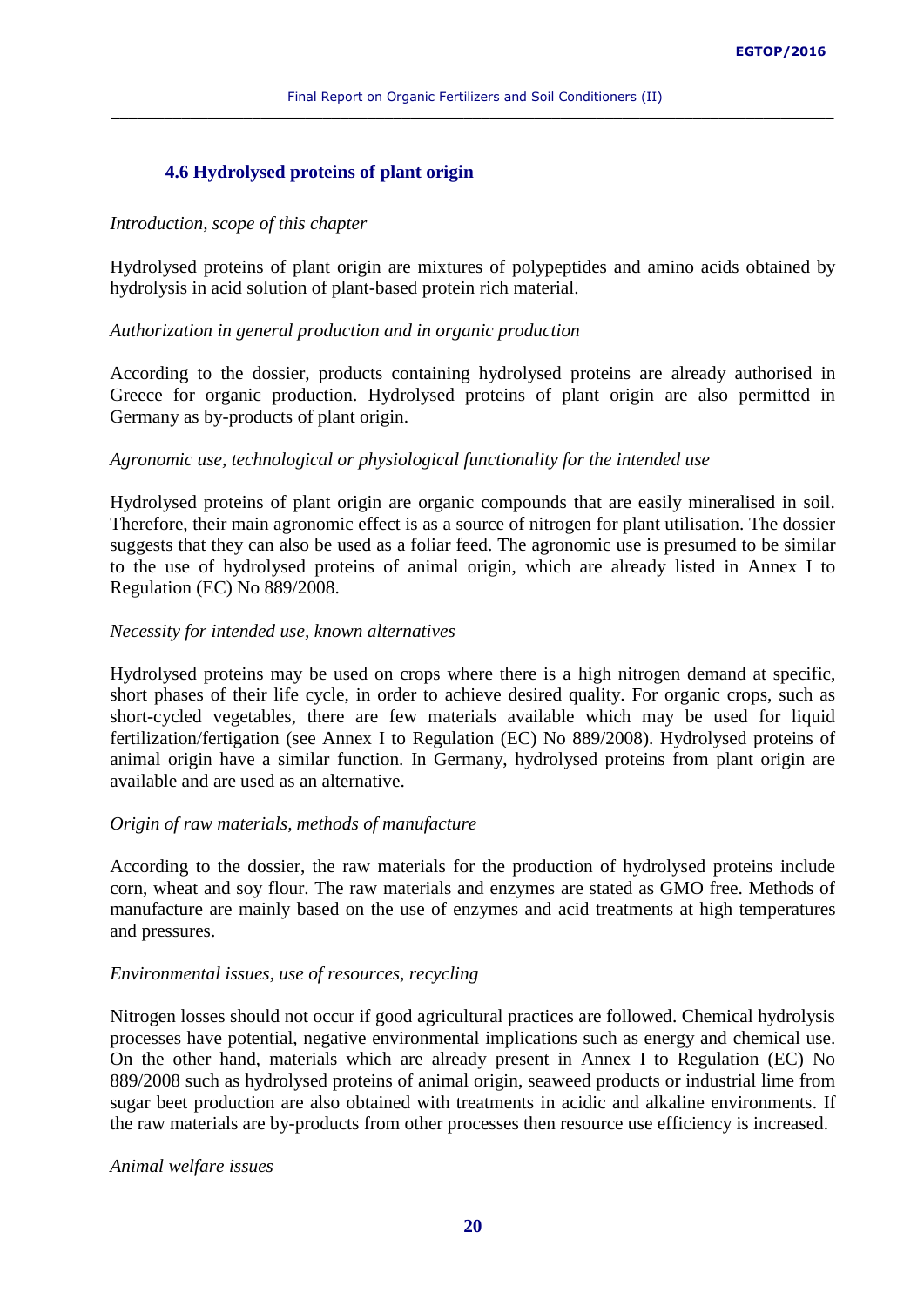### 4.6 Hydrolysed proteins of plant origin

*Introduction, scope of this chapter*

Hydrolysed proteins of plant origin are mixtures of polypeptides and amino acids obtained by hydrolysis in acid solution of plant-based protein rich material.

*Authorization in general production and in organic production*

According to the dossier, products containing hydrolysed proteins are already authorised in Greece for organic production. Hydrolysed proteins of plant origin are also permitted in Germany as by-products of plant origin.

*Agronomic use, technological or physiological functionality for the intended use*

Hydrolysed proteins of plant origin are organic compounds that are easily mineralised in soil. Therefore, their main agronomic effect is as a source of nitrogen for plant utilisation. The dossier suggests that they can also be used as a foliar feed. The agronomic use is presumed to be similar to the use of hydrolysed proteins of animal origin, which are already listed in Annex I to Regulation (EC) No 889/2008.

*Necessity for intended use, known alternatives*

Hydrolysed proteins may be used on crops where there is a high nitrogen demand at specific, short phases of their life cycle, in order to achieve desired quality. For organic crops, such as short-cycled vegetables, there are few materials available which may be used for liquid fertilization/fertigation (see Annex I to Regulation (EC) No 889/2008). Hydrolysed proteins of animal origin have a similar function. In Germany, hydrolysed proteins from plant origin are available and are used as an alternative.

*Origin of raw materials, methods of manufacture*

According to the dossier, the raw materials for the production of hydrolysed proteins include corn, wheat and soy flour. The raw materials and enzymes are stated as GMO free. Methods of manufacture are mainly based on the use of enzymes and acid treatments at high temperatures and pressures.

*Environmental issues, use of resources, recycling*

Nitrogen losses should not occur if good agricultural practices are followed. Chemical hydrolysis processes have potential, negative environmental implications such as energy and chemical use. On the other hand, materials which are already present in Annex I to Regulation (EC) No 889/2008 such as hydrolysed proteins of animal origin, seaweed products or industrial lime from sugar beet production are also obtained with treatments in acidic and alkaline environments. If the raw materials are by-products from other processes then resource use efficiency is increased.

*Animal welfare issues*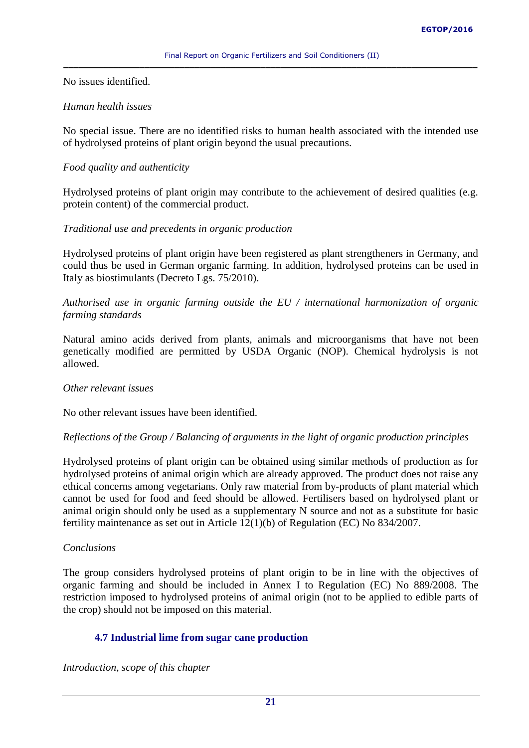No issues identified.

*Human health issues*

No special issue. There are no identified risks to human health associated with the intended use of hydrolysed proteins of plant origin beyond the usual precautions.

*Food quality and authenticity*

Hydrolysed proteins of plant origin may contribute to the achievement of desired qualities (e.g. protein content) of the commercial product.

*Traditional use and precedents in organic production*

Hydrolysed proteins of plant origin have been registered as plant strengtheners in Germany, and could thus be used in German organic farming. In addition, hydrolysed proteins can be used in Italy as biostimulants (Decreto Lgs. 75/2010).

*Authorised use in organic farming outside the EU / international harmonization of organic farming standards*

Natural amino acids derived from plants, animals and microorganisms that have not been genetically modified are permitted by USDA Organic (NOP). Chemical hydrolysis is not allowed.

*Other relevant issues*

No other relevant issues have been identified.

*Reflections of the Group / Balancing of arguments in the light of organic production principles*

Hydrolysed proteins of plant origin can be obtained using similar methods of production as for hydrolysed proteins of animal origin which are already approved. The product does not raise any ethical concerns among vegetarians. Only raw material from by-products of plant material which cannot be used for food and feed should be allowed. Fertilisers based on hydrolysed plant or animal origin should only be used as a supplementary N source and not as a substitute for basic fertility maintenance as set out in Article 12(1)(b) of Regulation (EC) No 834/2007.

*Conclusions*

The group considers hydrolysed proteins of plant origin to be in line with the objectives of organic farming and should be included in Annex I to Regulation (EC) No 889/2008. The restriction imposed to hydrolysed proteins of animal origin (not to be applied to edible parts of the crop) should not be imposed on this material.

### 4.7 Industrial lime from sugar cane production

*Introduction, scope of this chapter*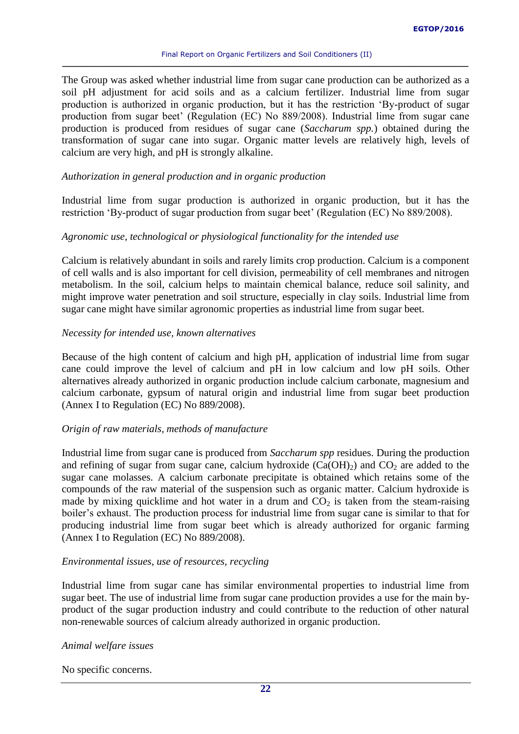The Group was asked whether industrial lime from sugar cane production can be authorized as a soil pH adjustment for acid soils and as a calcium fertilizer. Industrial lime from sugar production is authorized in organic production, but it has the restriction 'By-product of sugar production from sugar beet' (Regulation (EC) No 889/2008). Industrial lime from sugar cane production is produced from residues of sugar cane (*Saccharum spp.*) obtained during the transformation of sugar cane into sugar. Organic matter levels are relatively high, levels of calcium are very high, and pH is strongly alkaline.

*Authorization in general production and in organic production*

Industrial lime from sugar production is authorized in organic production, but it has the restriction 'By-product of sugar production from sugar beet' (Regulation (EC) No 889/2008).

*Agronomic use, technological or physiological functionality for the intended use*

Calcium is relatively abundant in soils and rarely limits crop production. Calcium is a component of cell walls and is also important for cell division, permeability of cell membranes and nitrogen metabolism. In the soil, calcium helps to maintain chemical balance, reduce soil salinity, and might improve water penetration and soil structure, especially in clay soils. Industrial lime from sugar cane might have similar agronomic properties as industrial lime from sugar beet.

*Necessity for intended use, known alternatives*

Because of the high content of calcium and high pH, application of industrial lime from sugar cane could improve the level of calcium and pH in low calcium and low pH soils. Other alternatives already authorized in organic production include calcium carbonate, magnesium and calcium carbonate, gypsum of natural origin and industrial lime from sugar beet production (Annex I to Regulation (EC) No 889/2008).

*Origin of raw materials, methods of manufacture*

Industrial lime from sugar cane is produced from *Saccharum spp* residues. During the production and refining of sugar from sugar cane, calcium hydroxide ($Ca(OH)_2$) and $CO_2$ are added to the sugar cane molasses. A calcium carbonate precipitate is obtained which retains some of the compounds of the raw material of the suspension such as organic matter. Calcium hydroxide is made by mixing quicklime and hot water in a drum and $CO_2$ is taken from the steam-raising boiler's exhaust. The production process for industrial lime from sugar cane is similar to that for producing industrial lime from sugar beet which is already authorized for organic farming (Annex I to Regulation (EC) No 889/2008).

*Environmental issues, use of resources, recycling*

Industrial lime from sugar cane has similar environmental properties to industrial lime from sugar beet. The use of industrial lime from sugar cane production provides a use for the main by-product of the sugar production industry and could contribute to the reduction of other natural non-renewable sources of calcium already authorized in organic production.

*Animal welfare issues*

No specific concerns.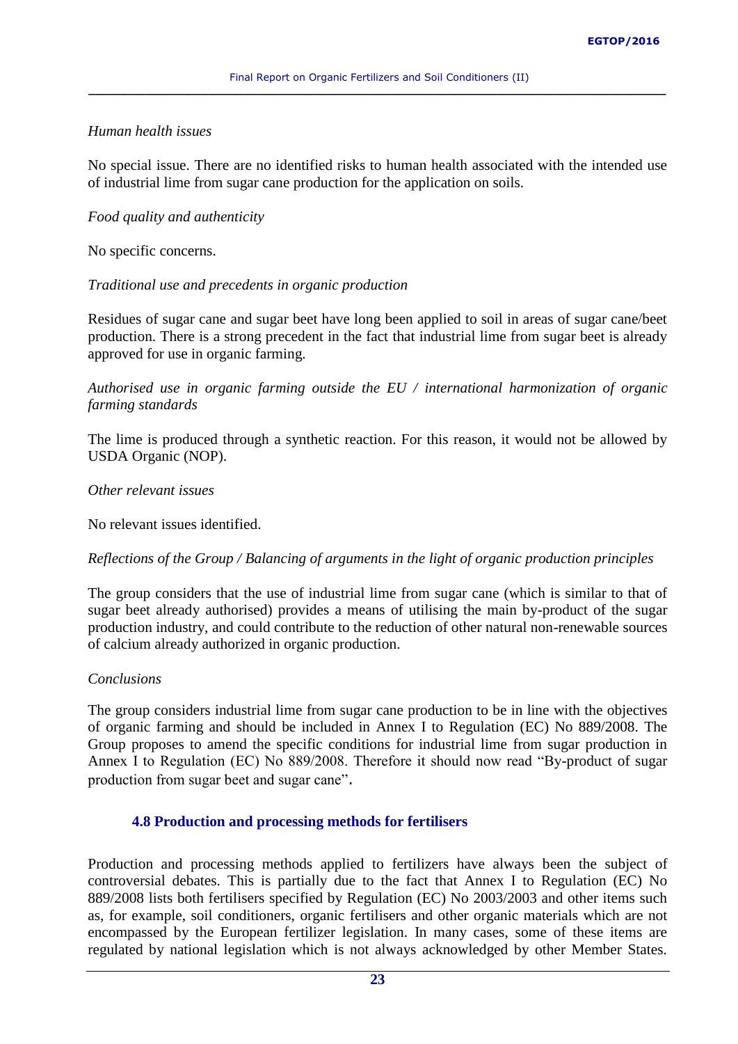*Human health issues*

No special issue. There are no identified risks to human health associated with the intended use of industrial lime from sugar cane production for the application on soils.

*Food quality and authenticity*

No specific concerns.

*Traditional use and precedents in organic production*

Residues of sugar cane and sugar beet have long been applied to soil in areas of sugar cane/beet production. There is a strong precedent in the fact that industrial lime from sugar beet is already approved for use in organic farming.

*Authorised use in organic farming outside the EU / international harmonization of organic farming standards*

The lime is produced through a synthetic reaction. For this reason, it would not be allowed by USDA Organic (NOP).

*Other relevant issues*

No relevant issues identified.

*Reflections of the Group / Balancing of arguments in the light of organic production principles*

The group considers that the use of industrial lime from sugar cane (which is similar to that of sugar beet already authorised) provides a means of utilising the main by-product of the sugar production industry, and could contribute to the reduction of other natural non-renewable sources of calcium already authorized in organic production.

*Conclusions*

The group considers industrial lime from sugar cane production to be in line with the objectives of organic farming and should be included in Annex I to Regulation (EC) No 889/2008. The Group proposes to amend the specific conditions for industrial lime from sugar production in Annex I to Regulation (EC) No 889/2008. Therefore it should now read "By-product of sugar production from sugar beet and sugar cane"**.**

### 4.8 Production and processing methods for fertilisers

Production and processing methods applied to fertilizers have always been the subject of controversial debates. This is partially due to the fact that Annex I to Regulation (EC) No 889/2008 lists both fertilisers specified by Regulation (EC) No 2003/2003 and other items such as, for example, soil conditioners, organic fertilisers and other organic materials which are not encompassed by the European fertilizer legislation. In many cases, some of these items are regulated by national legislation which is not always acknowledged by other Member States.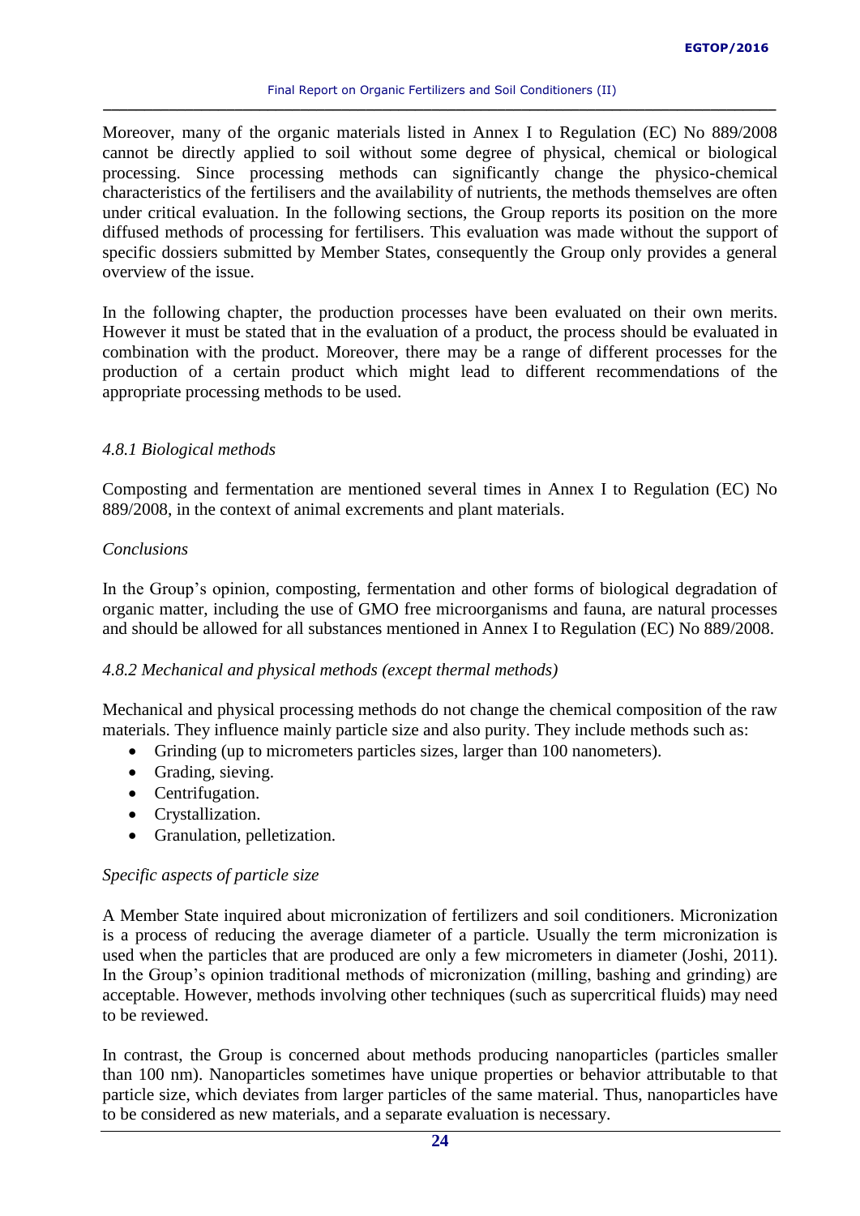Moreover, many of the organic materials listed in Annex I to Regulation (EC) No 889/2008 cannot be directly applied to soil without some degree of physical, chemical or biological processing. Since processing methods can significantly change the physico-chemical characteristics of the fertilisers and the availability of nutrients, the methods themselves are often under critical evaluation. In the following sections, the Group reports its position on the more diffused methods of processing for fertilisers. This evaluation was made without the support of specific dossiers submitted by Member States, consequently the Group only provides a general overview of the issue.

In the following chapter, the production processes have been evaluated on their own merits. However it must be stated that in the evaluation of a product, the process should be evaluated in combination with the product. Moreover, there may be a range of different processes for the production of a certain product which might lead to different recommendations of the appropriate processing methods to be used.

### *4.8.1 Biological methods*

Composting and fermentation are mentioned several times in Annex I to Regulation (EC) No 889/2008, in the context of animal excrements and plant materials.

*Conclusions*

In the Group's opinion, composting, fermentation and other forms of biological degradation of organic matter, including the use of GMO free microorganisms and fauna, are natural processes and should be allowed for all substances mentioned in Annex I to Regulation (EC) No 889/2008.

### *4.8.2 Mechanical and physical methods (except thermal methods)*

Mechanical and physical processing methods do not change the chemical composition of the raw materials. They influence mainly particle size and also purity. They include methods such as:

- Grinding (up to micrometers particles sizes, larger than 100 nanometers).
- Grading, sieving.
- Centrifugation.
- Crystallization.
- Granulation, pelletization.

*Specific aspects of particle size*

A Member State inquired about micronization of fertilizers and soil conditioners. Micronization is a process of reducing the average diameter of a particle. Usually the term micronization is used when the particles that are produced are only a few micrometers in diameter (Joshi, 2011). In the Group's opinion traditional methods of micronization (milling, bashing and grinding) are acceptable. However, methods involving other techniques (such as supercritical fluids) may need to be reviewed.

In contrast, the Group is concerned about methods producing nanoparticles (particles smaller than 100 nm). Nanoparticles sometimes have unique properties or behavior attributable to that particle size, which deviates from larger particles of the same material. Thus, nanoparticles have to be considered as new materials, and a separate evaluation is necessary.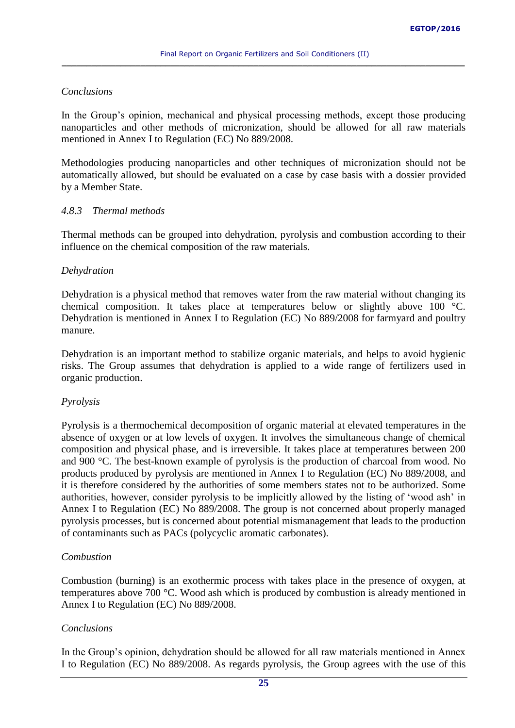*Conclusions*

In the Group's opinion, mechanical and physical processing methods, except those producing nanoparticles and other methods of micronization, should be allowed for all raw materials mentioned in Annex I to Regulation (EC) No 889/2008.

Methodologies producing nanoparticles and other techniques of micronization should not be automatically allowed, but should be evaluated on a case by case basis with a dossier provided by a Member State.

### *4.8.3 Thermal methods*

Thermal methods can be grouped into dehydration, pyrolysis and combustion according to their influence on the chemical composition of the raw materials.

*Dehydration*

Dehydration is a physical method that removes water from the raw material without changing its chemical composition. It takes place at temperatures below or slightly above 100 °C. Dehydration is mentioned in Annex I to Regulation (EC) No 889/2008 for farmyard and poultry manure.

Dehydration is an important method to stabilize organic materials, and helps to avoid hygienic risks. The Group assumes that dehydration is applied to a wide range of fertilizers used in organic production.

*Pyrolysis*

Pyrolysis is a thermochemical decomposition of organic material at elevated temperatures in the absence of oxygen or at low levels of oxygen. It involves the simultaneous change of chemical composition and physical phase, and is irreversible. It takes place at temperatures between 200 and 900 °C. The best-known example of pyrolysis is the production of charcoal from wood. No products produced by pyrolysis are mentioned in Annex I to Regulation (EC) No 889/2008, and it is therefore considered by the authorities of some members states not to be authorized. Some authorities, however, consider pyrolysis to be implicitly allowed by the listing of 'wood ash' in Annex I to Regulation (EC) No 889/2008. The group is not concerned about properly managed pyrolysis processes, but is concerned about potential mismanagement that leads to the production of contaminants such as PACs (polycyclic aromatic carbonates).

*Combustion*

Combustion (burning) is an exothermic process with takes place in the presence of oxygen, at temperatures above 700 °C. Wood ash which is produced by combustion is already mentioned in Annex I to Regulation (EC) No 889/2008.

*Conclusions*

In the Group's opinion, dehydration should be allowed for all raw materials mentioned in Annex I to Regulation (EC) No 889/2008. As regards pyrolysis, the Group agrees with the use of this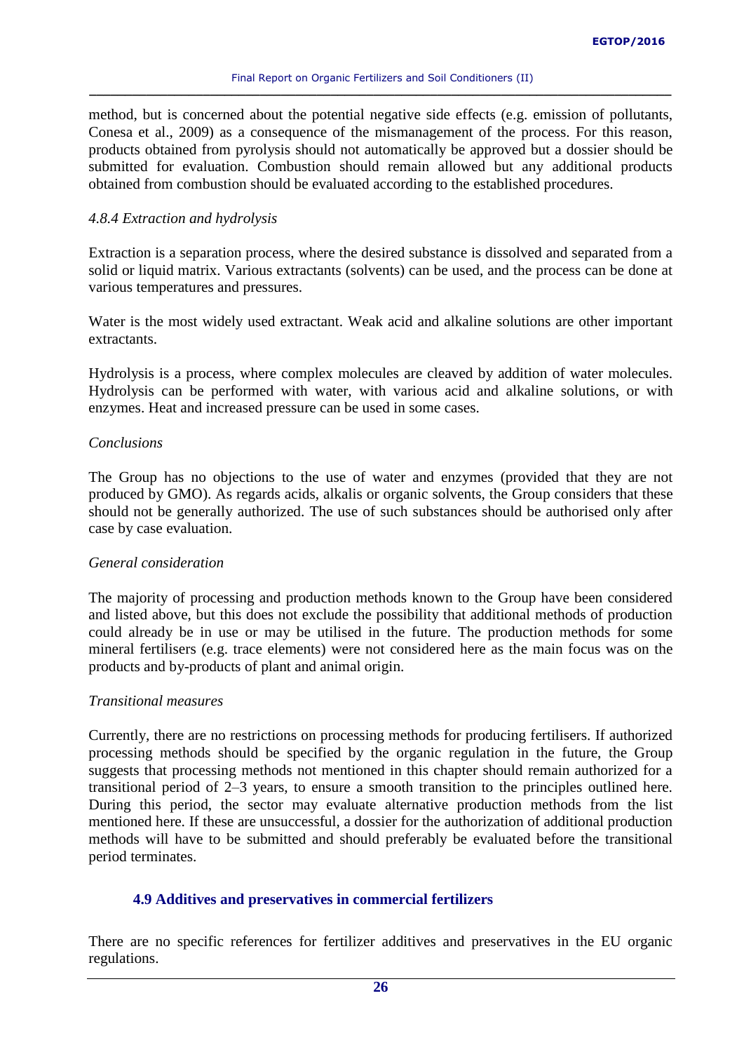method, but is concerned about the potential negative side effects (e.g. emission of pollutants, Conesa et al., 2009) as a consequence of the mismanagement of the process. For this reason, products obtained from pyrolysis should not automatically be approved but a dossier should be submitted for evaluation. Combustion should remain allowed but any additional products obtained from combustion should be evaluated according to the established procedures.

#### *4.8.4 Extraction and hydrolysis*

Extraction is a separation process, where the desired substance is dissolved and separated from a solid or liquid matrix. Various extractants (solvents) can be used, and the process can be done at various temperatures and pressures.

Water is the most widely used extractant. Weak acid and alkaline solutions are other important extractants.

Hydrolysis is a process, where complex molecules are cleaved by addition of water molecules. Hydrolysis can be performed with water, with various acid and alkaline solutions, or with enzymes. Heat and increased pressure can be used in some cases.

*Conclusions*

The Group has no objections to the use of water and enzymes (provided that they are not produced by GMO). As regards acids, alkalis or organic solvents, the Group considers that these should not be generally authorized. The use of such substances should be authorised only after case by case evaluation.

*General consideration*

The majority of processing and production methods known to the Group have been considered and listed above, but this does not exclude the possibility that additional methods of production could already be in use or may be utilised in the future. The production methods for some mineral fertilisers (e.g. trace elements) were not considered here as the main focus was on the products and by-products of plant and animal origin.

*Transitional measures*

Currently, there are no restrictions on processing methods for producing fertilisers. If authorized processing methods should be specified by the organic regulation in the future, the Group suggests that processing methods not mentioned in this chapter should remain authorized for a transitional period of 2–3 years, to ensure a smooth transition to the principles outlined here. During this period, the sector may evaluate alternative production methods from the list mentioned here. If these are unsuccessful, a dossier for the authorization of additional production methods will have to be submitted and should preferably be evaluated before the transitional period terminates.

### 4.9 Additives and preservatives in commercial fertilizers

There are no specific references for fertilizer additives and preservatives in the EU organic regulations.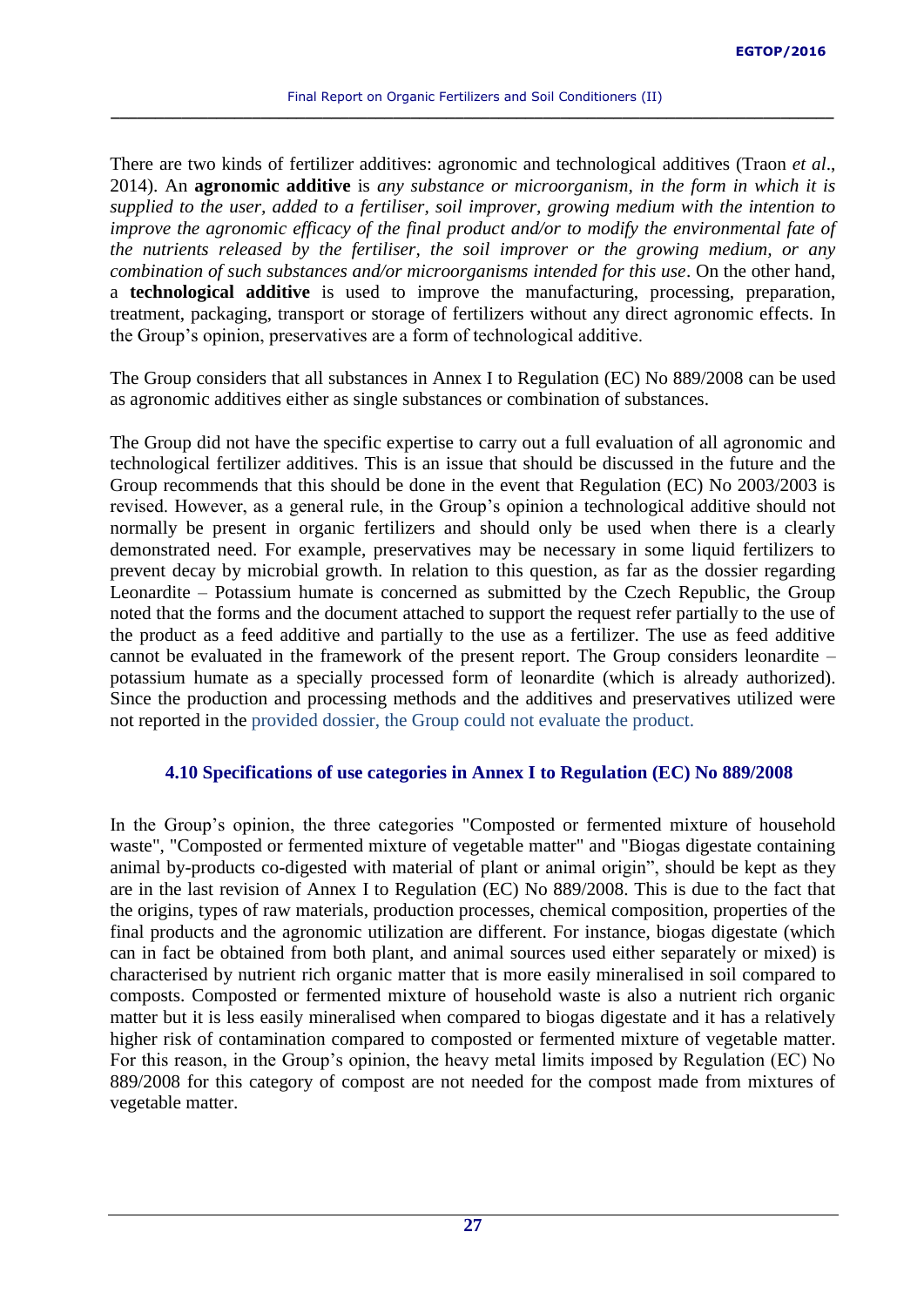There are two kinds of fertilizer additives: agronomic and technological additives (Traon *et al*., 2014). An **agronomic additive** is *any substance or microorganism, in the form in which it is supplied to the user, added to a fertiliser, soil improver, growing medium with the intention to improve the agronomic efficacy of the final product and/or to modify the environmental fate of the nutrients released by the fertiliser, the soil improver or the growing medium, or any combination of such substances and/or microorganisms intended for this use*. On the other hand, a **technological additive** is used to improve the manufacturing, processing, preparation, treatment, packaging, transport or storage of fertilizers without any direct agronomic effects. In the Group's opinion, preservatives are a form of technological additive.

The Group considers that all substances in Annex I to Regulation (EC) No 889/2008 can be used as agronomic additives either as single substances or combination of substances.

The Group did not have the specific expertise to carry out a full evaluation of all agronomic and technological fertilizer additives. This is an issue that should be discussed in the future and the Group recommends that this should be done in the event that Regulation (EC) No 2003/2003 is revised. However, as a general rule, in the Group's opinion a technological additive should not normally be present in organic fertilizers and should only be used when there is a clearly demonstrated need. For example, preservatives may be necessary in some liquid fertilizers to prevent decay by microbial growth. In relation to this question, as far as the dossier regarding Leonardite – Potassium humate is concerned as submitted by the Czech Republic, the Group noted that the forms and the document attached to support the request refer partially to the use of the product as a feed additive and partially to the use as a fertilizer. The use as feed additive cannot be evaluated in the framework of the present report. The Group considers leonardite – potassium humate as a specially processed form of leonardite (which is already authorized). Since the production and processing methods and the additives and preservatives utilized were not reported in the provided dossier, the Group could not evaluate the product.

### 4.10 Specifications of use categories in Annex I to Regulation (EC) No 889/2008

In the Group's opinion, the three categories "Composted or fermented mixture of household waste", "Composted or fermented mixture of vegetable matter" and "Biogas digestate containing animal by-products co-digested with material of plant or animal origin", should be kept as they are in the last revision of Annex I to Regulation (EC) No 889/2008. This is due to the fact that the origins, types of raw materials, production processes, chemical composition, properties of the final products and the agronomic utilization are different. For instance, biogas digestate (which can in fact be obtained from both plant, and animal sources used either separately or mixed) is characterised by nutrient rich organic matter that is more easily mineralised in soil compared to composts. Composted or fermented mixture of household waste is also a nutrient rich organic matter but it is less easily mineralised when compared to biogas digestate and it has a relatively higher risk of contamination compared to composted or fermented mixture of vegetable matter. For this reason, in the Group's opinion, the heavy metal limits imposed by Regulation (EC) No 889/2008 for this category of compost are not needed for the compost made from mixtures of vegetable matter.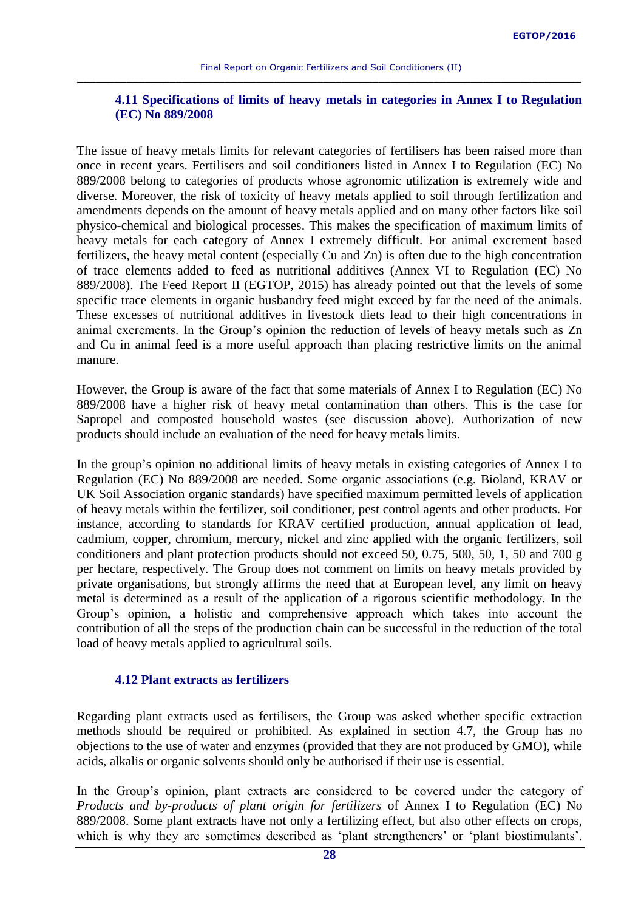### 4.11 Specifications of limits of heavy metals in categories in Annex I to Regulation (EC) No 889/2008

The issue of heavy metals limits for relevant categories of fertilisers has been raised more than once in recent years. Fertilisers and soil conditioners listed in Annex I to Regulation (EC) No 889/2008 belong to categories of products whose agronomic utilization is extremely wide and diverse. Moreover, the risk of toxicity of heavy metals applied to soil through fertilization and amendments depends on the amount of heavy metals applied and on many other factors like soil physico-chemical and biological processes. This makes the specification of maximum limits of heavy metals for each category of Annex I extremely difficult. For animal excrement based fertilizers, the heavy metal content (especially Cu and Zn) is often due to the high concentration of trace elements added to feed as nutritional additives (Annex VI to Regulation (EC) No 889/2008). The Feed Report II (EGTOP, 2015) has already pointed out that the levels of some specific trace elements in organic husbandry feed might exceed by far the need of the animals. These excesses of nutritional additives in livestock diets lead to their high concentrations in animal excrements. In the Group's opinion the reduction of levels of heavy metals such as Zn and Cu in animal feed is a more useful approach than placing restrictive limits on the animal manure.

However, the Group is aware of the fact that some materials of Annex I to Regulation (EC) No 889/2008 have a higher risk of heavy metal contamination than others. This is the case for Sapropel and composted household wastes (see discussion above). Authorization of new products should include an evaluation of the need for heavy metals limits.

In the group's opinion no additional limits of heavy metals in existing categories of Annex I to Regulation (EC) No 889/2008 are needed. Some organic associations (e.g. Bioland, KRAV or UK Soil Association organic standards) have specified maximum permitted levels of application of heavy metals within the fertilizer, soil conditioner, pest control agents and other products. For instance, according to standards for KRAV certified production, annual application of lead, cadmium, copper, chromium, mercury, nickel and zinc applied with the organic fertilizers, soil conditioners and plant protection products should not exceed 50, 0.75, 500, 50, 1, 50 and 700 g per hectare, respectively. The Group does not comment on limits on heavy metals provided by private organisations, but strongly affirms the need that at European level, any limit on heavy metal is determined as a result of the application of a rigorous scientific methodology. In the Group's opinion, a holistic and comprehensive approach which takes into account the contribution of all the steps of the production chain can be successful in the reduction of the total load of heavy metals applied to agricultural soils.

### 4.12 Plant extracts as fertilizers

Regarding plant extracts used as fertilisers, the Group was asked whether specific extraction methods should be required or prohibited. As explained in section 4.7, the Group has no objections to the use of water and enzymes (provided that they are not produced by GMO), while acids, alkalis or organic solvents should only be authorised if their use is essential.

In the Group's opinion, plant extracts are considered to be covered under the category of *Products and by-products of plant origin for fertilizers* of Annex I to Regulation (EC) No 889/2008. Some plant extracts have not only a fertilizing effect, but also other effects on crops, which is why they are sometimes described as 'plant strengtheners' or 'plant biostimulants'.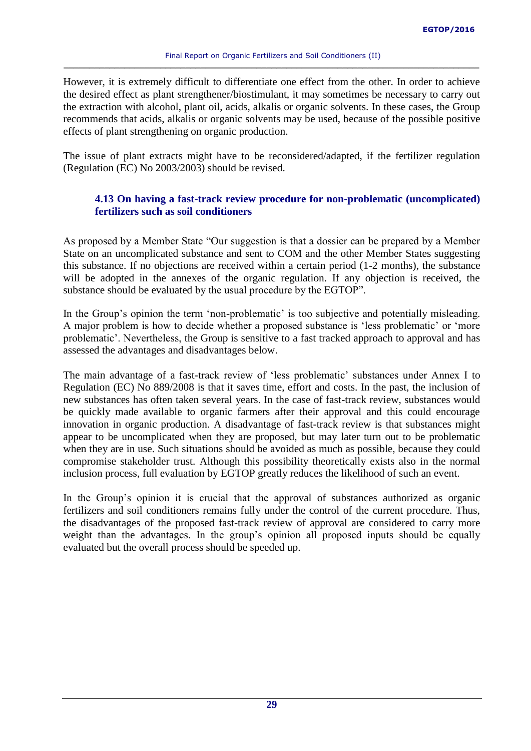However, it is extremely difficult to differentiate one effect from the other. In order to achieve the desired effect as plant strengthener/biostimulant, it may sometimes be necessary to carry out the extraction with alcohol, plant oil, acids, alkalis or organic solvents. In these cases, the Group recommends that acids, alkalis or organic solvents may be used, because of the possible positive effects of plant strengthening on organic production.

The issue of plant extracts might have to be reconsidered/adapted, if the fertilizer regulation (Regulation (EC) No 2003/2003) should be revised.

### 4.13 On having a fast-track review procedure for non-problematic (uncomplicated) fertilizers such as soil conditioners

As proposed by a Member State "Our suggestion is that a dossier can be prepared by a Member State on an uncomplicated substance and sent to COM and the other Member States suggesting this substance. If no objections are received within a certain period (1-2 months), the substance will be adopted in the annexes of the organic regulation. If any objection is received, the substance should be evaluated by the usual procedure by the EGTOP".

In the Group's opinion the term 'non-problematic' is too subjective and potentially misleading. A major problem is how to decide whether a proposed substance is 'less problematic' or 'more problematic'. Nevertheless, the Group is sensitive to a fast tracked approach to approval and has assessed the advantages and disadvantages below.

The main advantage of a fast-track review of 'less problematic' substances under Annex I to Regulation (EC) No 889/2008 is that it saves time, effort and costs. In the past, the inclusion of new substances has often taken several years. In the case of fast-track review, substances would be quickly made available to organic farmers after their approval and this could encourage innovation in organic production. A disadvantage of fast-track review is that substances might appear to be uncomplicated when they are proposed, but may later turn out to be problematic when they are in use. Such situations should be avoided as much as possible, because they could compromise stakeholder trust. Although this possibility theoretically exists also in the normal inclusion process, full evaluation by EGTOP greatly reduces the likelihood of such an event.

In the Group's opinion it is crucial that the approval of substances authorized as organic fertilizers and soil conditioners remains fully under the control of the current procedure. Thus, the disadvantages of the proposed fast-track review of approval are considered to carry more weight than the advantages. In the group's opinion all proposed inputs should be equally evaluated but the overall process should be speeded up.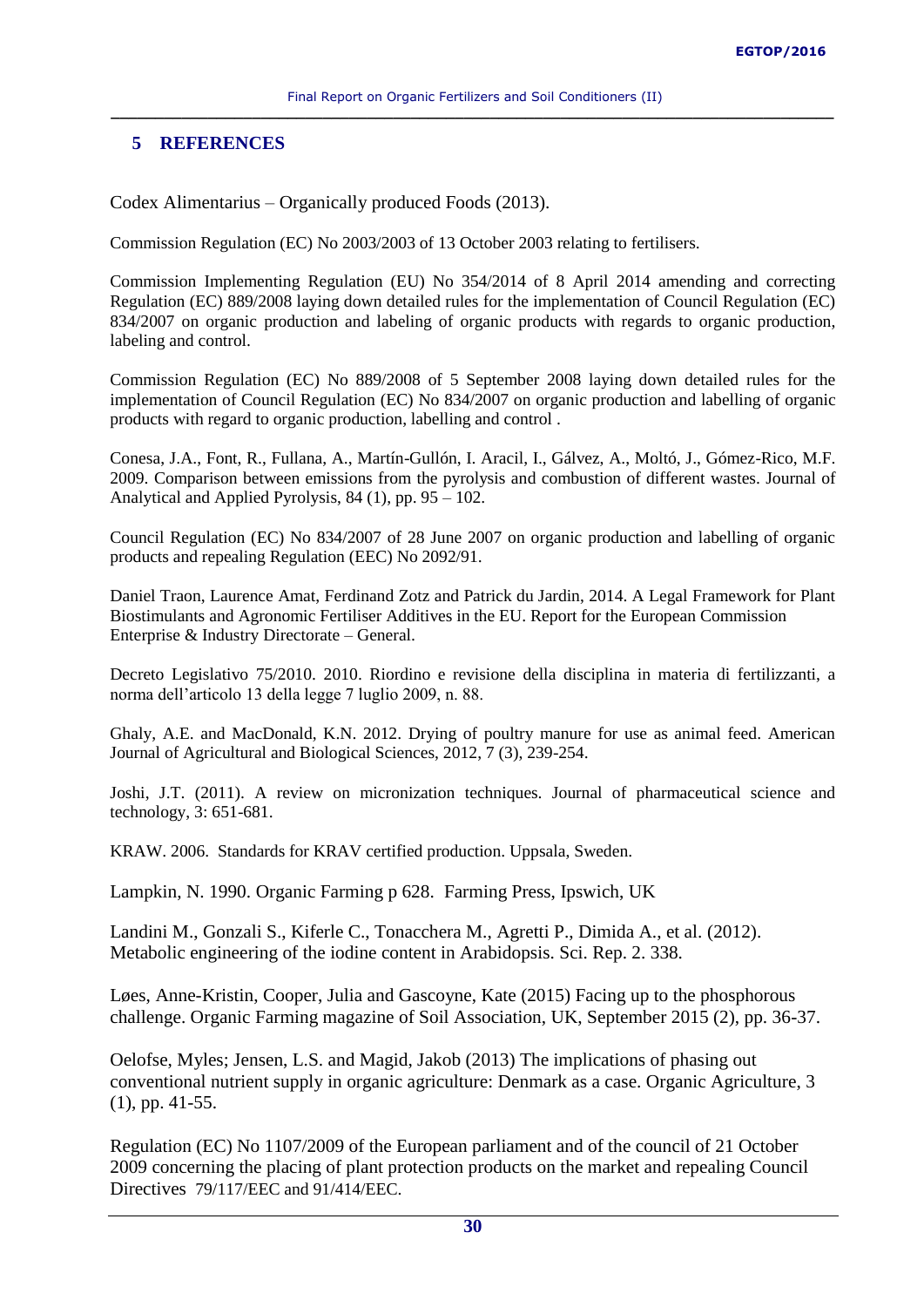## 5 REFERENCES

Codex Alimentarius – Organically produced Foods (2013).

Commission Regulation (EC) No 2003/2003 of 13 October 2003 relating to fertilisers.

Commission Implementing Regulation (EU) No 354/2014 of 8 April 2014 amending and correcting Regulation (EC) 889/2008 laying down detailed rules for the implementation of Council Regulation (EC) 834/2007 on organic production and labeling of organic products with regards to organic production, labeling and control.

Commission Regulation (EC) No 889/2008 of 5 September 2008 laying down detailed rules for the implementation of Council Regulation (EC) No 834/2007 on organic production and labelling of organic products with regard to organic production, labelling and control .

Conesa, J.A., Font, R., Fullana, A., Martín-Gullón, I. Aracil, I., Gálvez, A., Moltó, J., Gómez-Rico, M.F. 2009. Comparison between emissions from the pyrolysis and combustion of different wastes. Journal of Analytical and Applied Pyrolysis, 84 (1), pp. 95 – 102.

Council Regulation (EC) No 834/2007 of 28 June 2007 on organic production and labelling of organic products and repealing Regulation (EEC) No 2092/91.

Daniel Traon, Laurence Amat, Ferdinand Zotz and Patrick du Jardin, 2014. A Legal Framework for Plant Biostimulants and Agronomic Fertiliser Additives in the EU. Report for the European Commission Enterprise & Industry Directorate – General.

Decreto Legislativo 75/2010. 2010. Riordino e revisione della disciplina in materia di fertilizzanti, a norma dell'articolo 13 della legge 7 luglio 2009, n. 88.

Ghaly, A.E. and MacDonald, K.N. 2012. Drying of poultry manure for use as animal feed. American Journal of Agricultural and Biological Sciences, 2012, 7 (3), 239-254.

Joshi, J.T. (2011). A review on micronization techniques. Journal of pharmaceutical science and technology, 3: 651-681.

KRAW. 2006. Standards for KRAV certified production. Uppsala, Sweden.

Lampkin, N. 1990. Organic Farming p 628. Farming Press, Ipswich, UK

Landini M., Gonzali S., Kiferle C., Tonacchera M., Agretti P., Dimida A., et al. (2012). Metabolic engineering of the iodine content in Arabidopsis. Sci. Rep. 2. 338.

Løes, Anne-Kristin, Cooper, Julia and Gascoyne, Kate (2015) Facing up to the phosphorous challenge. Organic Farming magazine of Soil Association, UK, September 2015 (2), pp. 36-37.

Oelofse, Myles; Jensen, L.S. and Magid, Jakob (2013) The implications of phasing out conventional nutrient supply in organic agriculture: Denmark as a case. Organic Agriculture, 3 (1), pp. 41-55.

Regulation (EC) No 1107/2009 of the European parliament and of the council of 21 October 2009 concerning the placing of plant protection products on the market and repealing Council Directives 79/117/EEC and 91/414/EEC.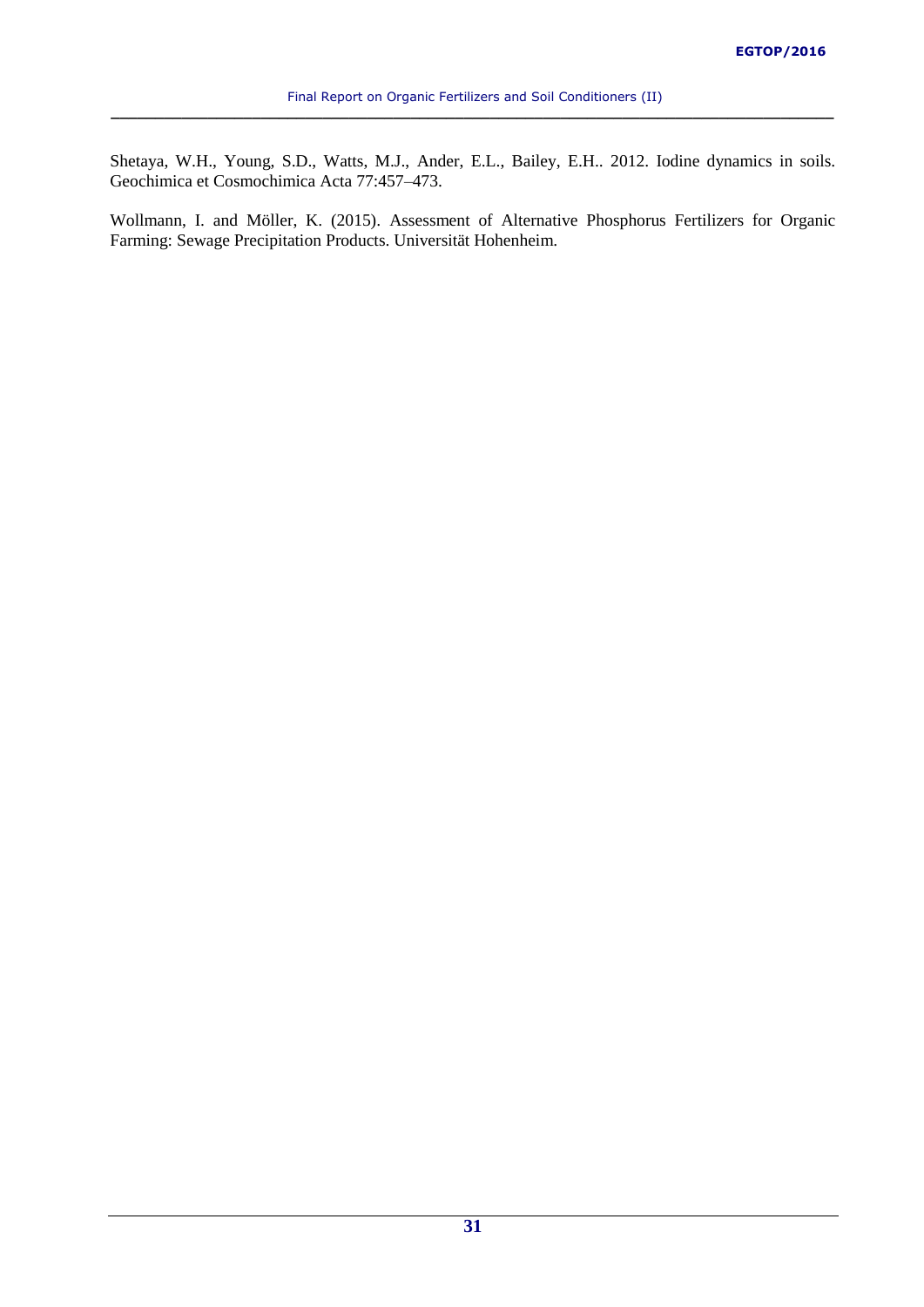Shetaya, W.H., Young, S.D., Watts, M.J., Ander, E.L., Bailey, E.H.. 2012. Iodine dynamics in soils. Geochimica et Cosmochimica Acta 77:457–473.

Wollmann, I. and Möller, K. (2015). Assessment of Alternative Phosphorus Fertilizers for Organic Farming: Sewage Precipitation Products. Universität Hohenheim.